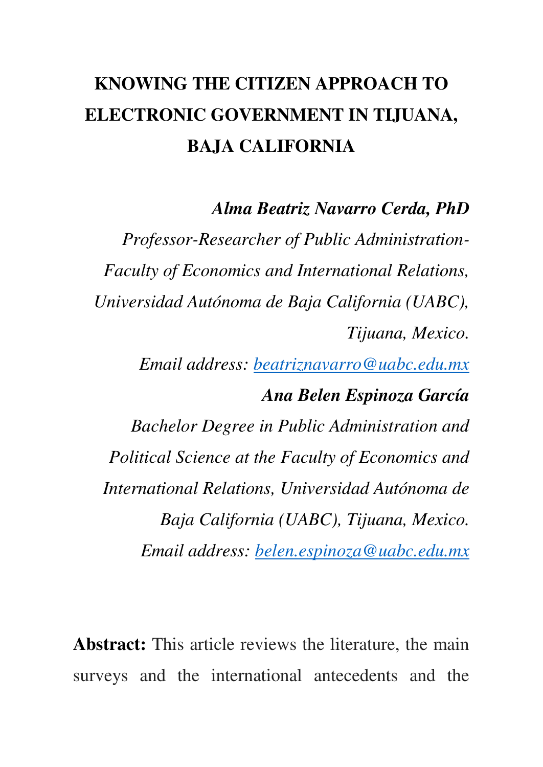# KNOWING THE CITIZEN APPROACH TO ELECTRONIC GOVERNMENT IN TIJUANA, BAJA CALIFORNIA

***Alma Beatriz Navarro Cerda, PhD***

*Professor-Researcher of Public Administration-Faculty of Economics and International Relations, Universidad Autónoma de Baja California (UABC), Tijuana, Mexico.*

*Email address: beatriznavarro@uabc.edu.mx*

***Ana Belen Espinoza García***

*Bachelor Degree in Public Administration and Political Science at the Faculty of Economics and International Relations, Universidad Autónoma de Baja California (UABC), Tijuana, Mexico.*

*Email address: belen.espinoza@uabc.edu.mx*

**Abstract:** This article reviews the literature, the main surveys and the international antecedents and the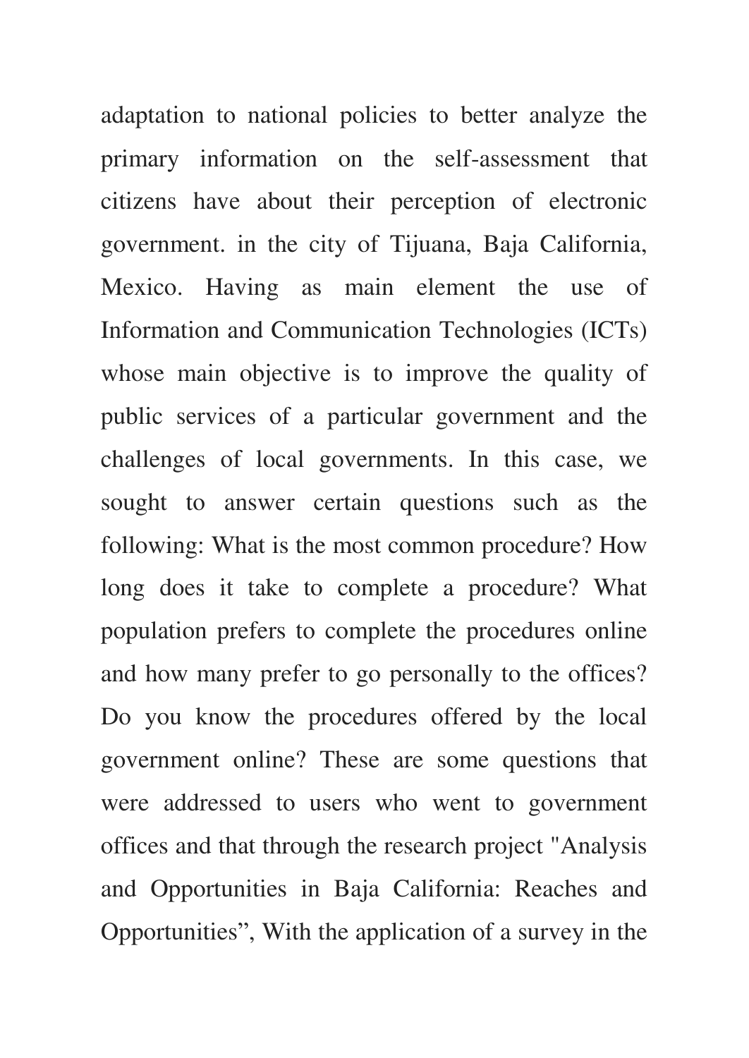adaptation to national policies to better analyze the primary information on the self-assessment that citizens have about their perception of electronic government. in the city of Tijuana, Baja California, Mexico. Having as main element the use of Information and Communication Technologies (ICTs) whose main objective is to improve the quality of public services of a particular government and the challenges of local governments. In this case, we sought to answer certain questions such as the following: What is the most common procedure? How long does it take to complete a procedure? What population prefers to complete the procedures online and how many prefer to go personally to the offices? Do you know the procedures offered by the local government online? These are some questions that were addressed to users who went to government offices and that through the research project "Analysis and Opportunities in Baja California: Reaches and Opportunities", With the application of a survey in the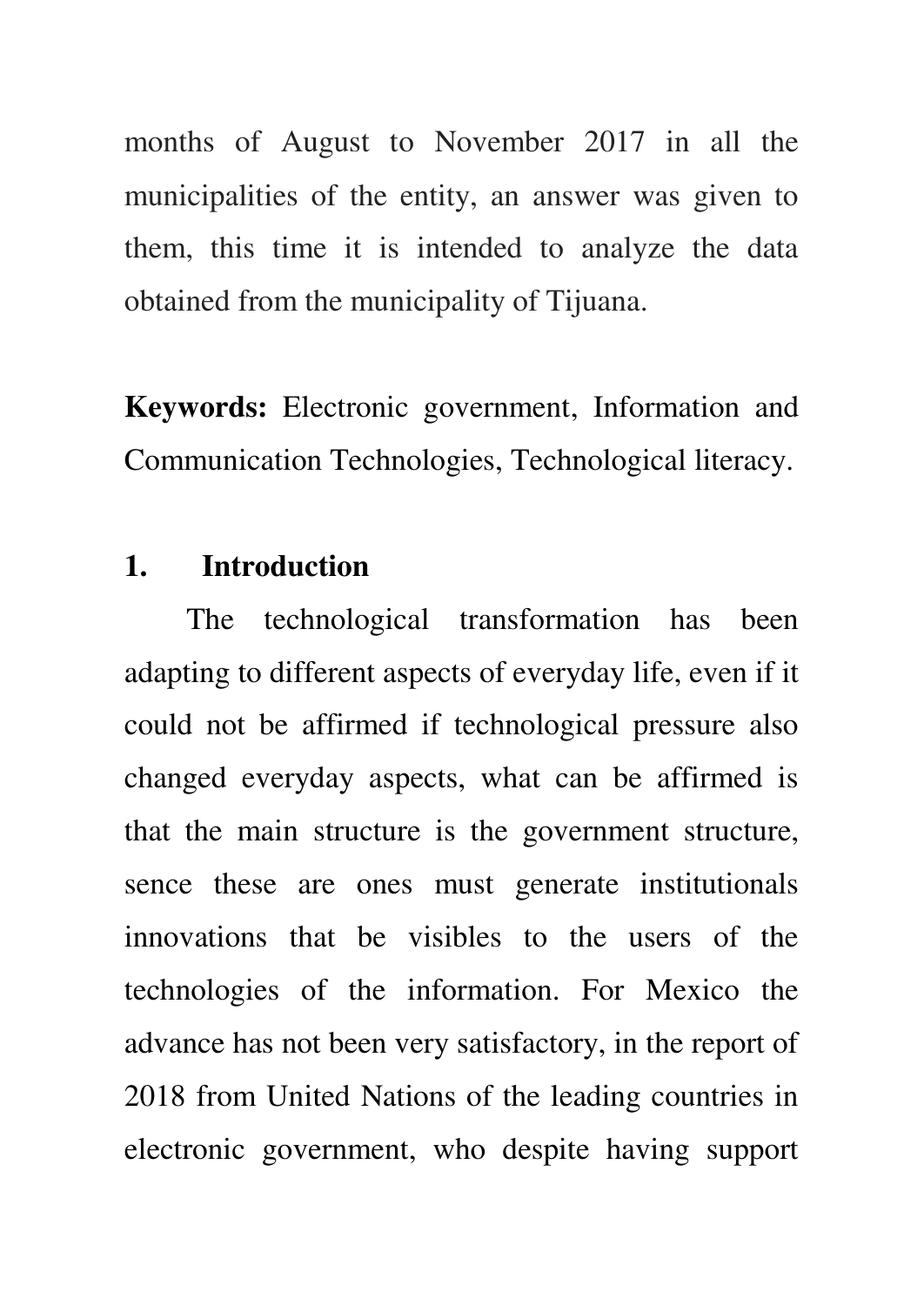months of August to November 2017 in all the municipalities of the entity, an answer was given to them, this time it is intended to analyze the data obtained from the municipality of Tijuana.

**Keywords:** Electronic government, Information and Communication Technologies, Technological literacy.

## 1. Introduction

The technological transformation has been adapting to different aspects of everyday life, even if it could not be affirmed if technological pressure also changed everyday aspects, what can be affirmed is that the main structure is the government structure, sence these are ones must generate institutionals innovations that be visibles to the users of the technologies of the information. For Mexico the advance has not been very satisfactory, in the report of 2018 from United Nations of the leading countries in electronic government, who despite having support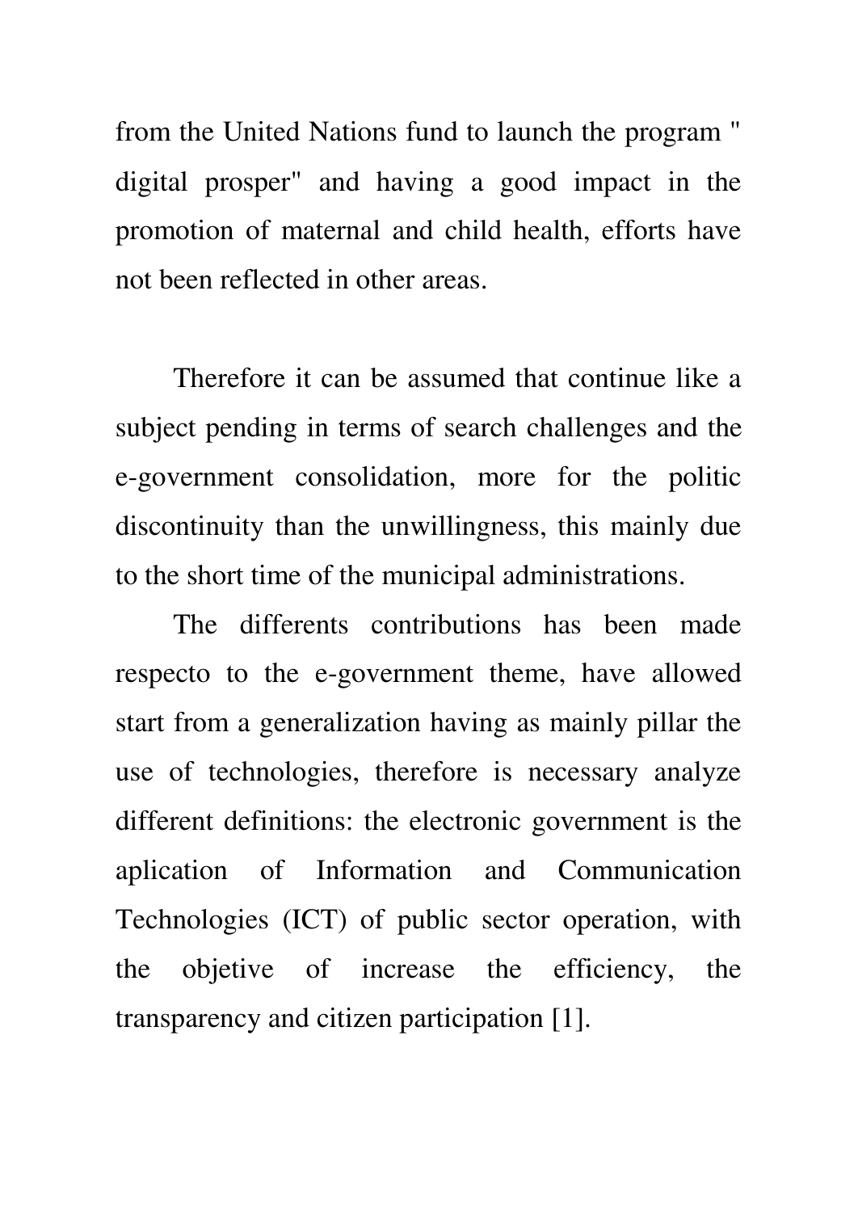from the United Nations fund to launch the program " digital prosper" and having a good impact in the promotion of maternal and child health, efforts have not been reflected in other areas.

Therefore it can be assumed that continue like a subject pending in terms of search challenges and the e-government consolidation, more for the politic discontinuity than the unwillingness, this mainly due to the short time of the municipal administrations.

The differents contributions has been made respecto to the e-government theme, have allowed start from a generalization having as mainly pillar the use of technologies, therefore is necessary analyze different definitions: the electronic government is the aplication of Information and Communication Technologies (ICT) of public sector operation, with the objetive of increase the efficiency, the transparency and citizen participation [1].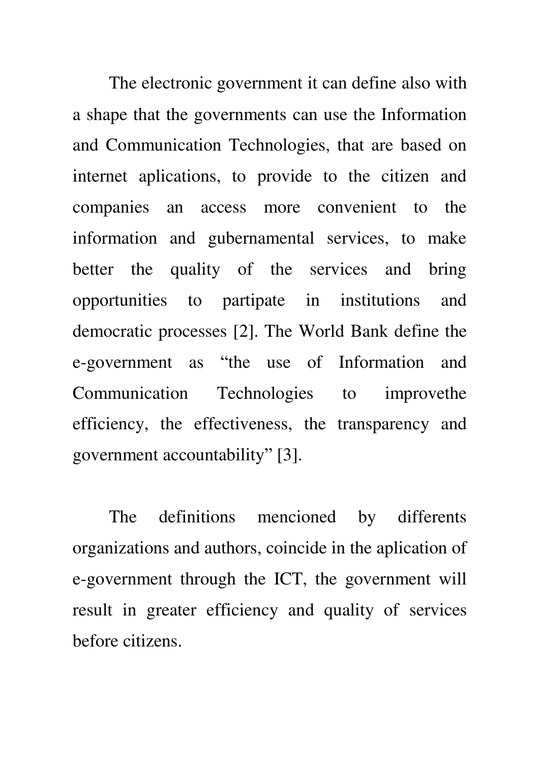The electronic government it can define also with a shape that the governments can use the Information and Communication Technologies, that are based on internet aplications, to provide to the citizen and companies an access more convenient to the information and gubernamental services, to make better the quality of the services and bring opportunities to partipate in institutions and democratic processes [2]. The World Bank define the e-government as "the use of Information and Communication Technologies to improvethe efficiency, the effectiveness, the transparency and government accountability" [3].

The definitions mencioned by differents organizations and authors, coincide in the aplication of e-government through the ICT, the government will result in greater efficiency and quality of services before citizens.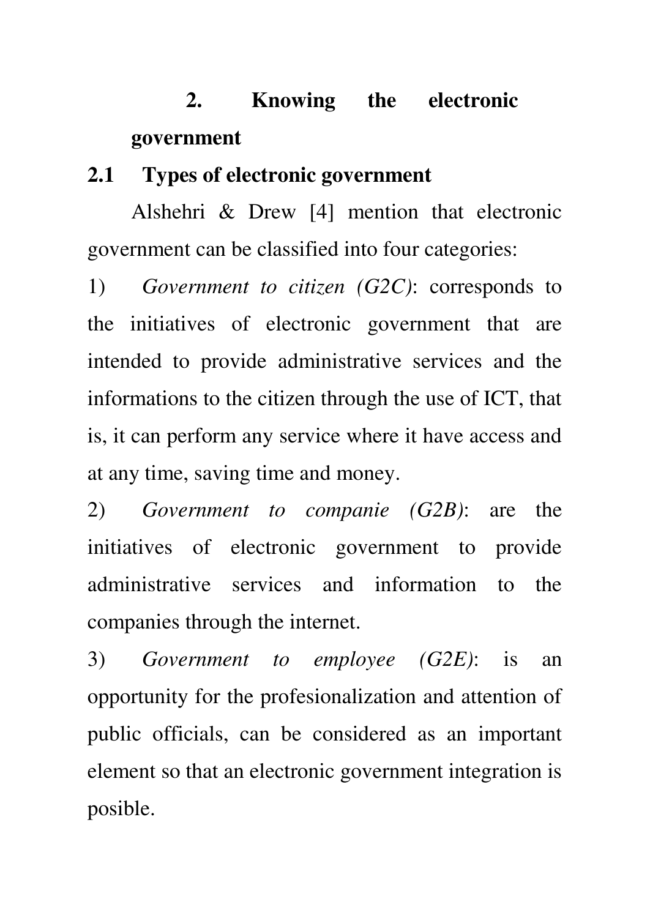## 2. Knowing the electronic government

### 2.1 Types of electronic government

Alshehri & Drew [4] mention that electronic government can be classified into four categories:

1) *Government to citizen (G2C)*: corresponds to the initiatives of electronic government that are intended to provide administrative services and the informations to the citizen through the use of ICT, that is, it can perform any service where it have access and at any time, saving time and money.

2) *Government to companie (G2B)*: are the initiatives of electronic government to provide administrative services and information to the companies through the internet.

3) *Government to employee (G2E)*: is an opportunity for the profesionalization and attention of public officials, can be considered as an important element so that an electronic government integration is posible.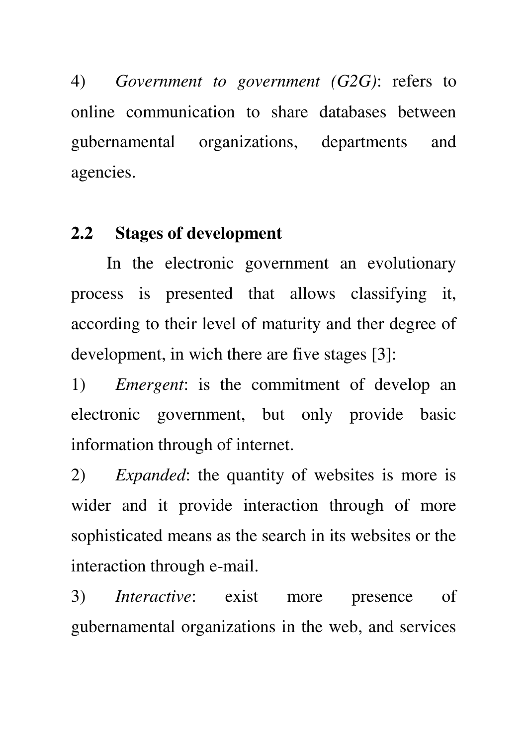4) *Government to government (G2G)*: refers to online communication to share databases between gubernamental organizations, departments and agencies.

## 2.2 Stages of development

In the electronic government an evolutionary process is presented that allows classifying it, according to their level of maturity and ther degree of development, in wich there are five stages [3]:

1) *Emergent*: is the commitment of develop an electronic government, but only provide basic information through of internet.

2) *Expanded*: the quantity of websites is more is wider and it provide interaction through of more sophisticated means as the search in its websites or the interaction through e-mail.

3) *Interactive*: exist more presence of gubernamental organizations in the web, and services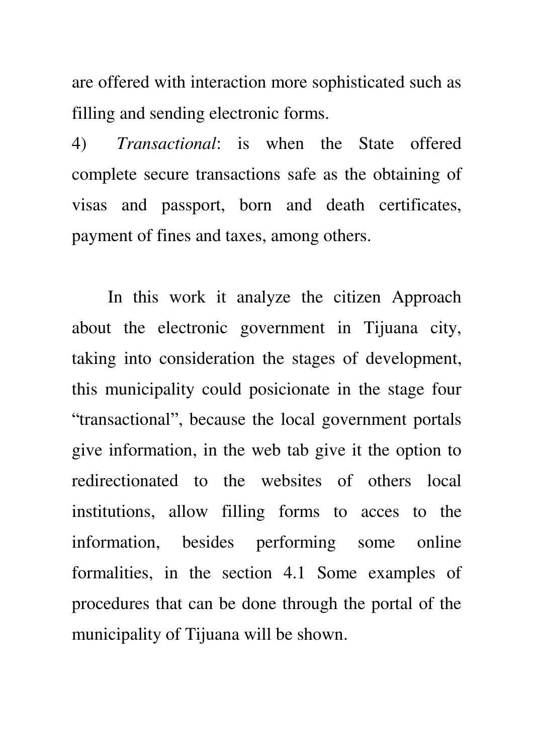are offered with interaction more sophisticated such as filling and sending electronic forms.

4) *Transactional*: is when the State offered complete secure transactions safe as the obtaining of visas and passport, born and death certificates, payment of fines and taxes, among others.

In this work it analyze the citizen Approach about the electronic government in Tijuana city, taking into consideration the stages of development, this municipality could posicionate in the stage four “transactional”, because the local government portals give information, in the web tab give it the option to redirectionated to the websites of others local institutions, allow filling forms to acces to the information, besides performing some online formalities, in the section 4.1 Some examples of procedures that can be done through the portal of the municipality of Tijuana will be shown.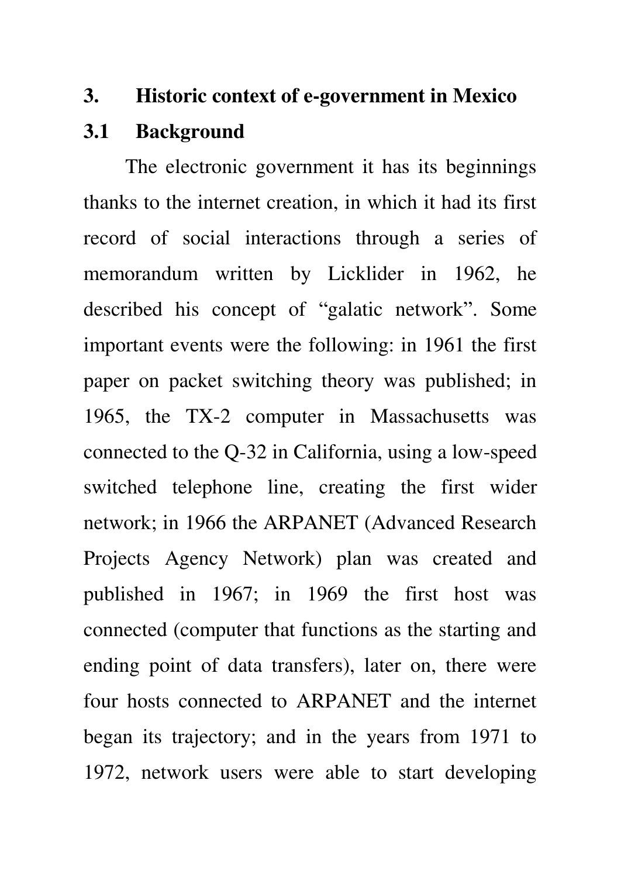# 3. Historic context of e-government in Mexico

## 3.1 Background

The electronic government it has its beginnings thanks to the internet creation, in which it had its first record of social interactions through a series of memorandum written by Licklider in 1962, he described his concept of "galatic network". Some important events were the following: in 1961 the first paper on packet switching theory was published; in 1965, the TX-2 computer in Massachusetts was connected to the Q-32 in California, using a low-speed switched telephone line, creating the first wider network; in 1966 the ARPANET (Advanced Research Projects Agency Network) plan was created and published in 1967; in 1969 the first host was connected (computer that functions as the starting and ending point of data transfers), later on, there were four hosts connected to ARPANET and the internet began its trajectory; and in the years from 1971 to 1972, network users were able to start developing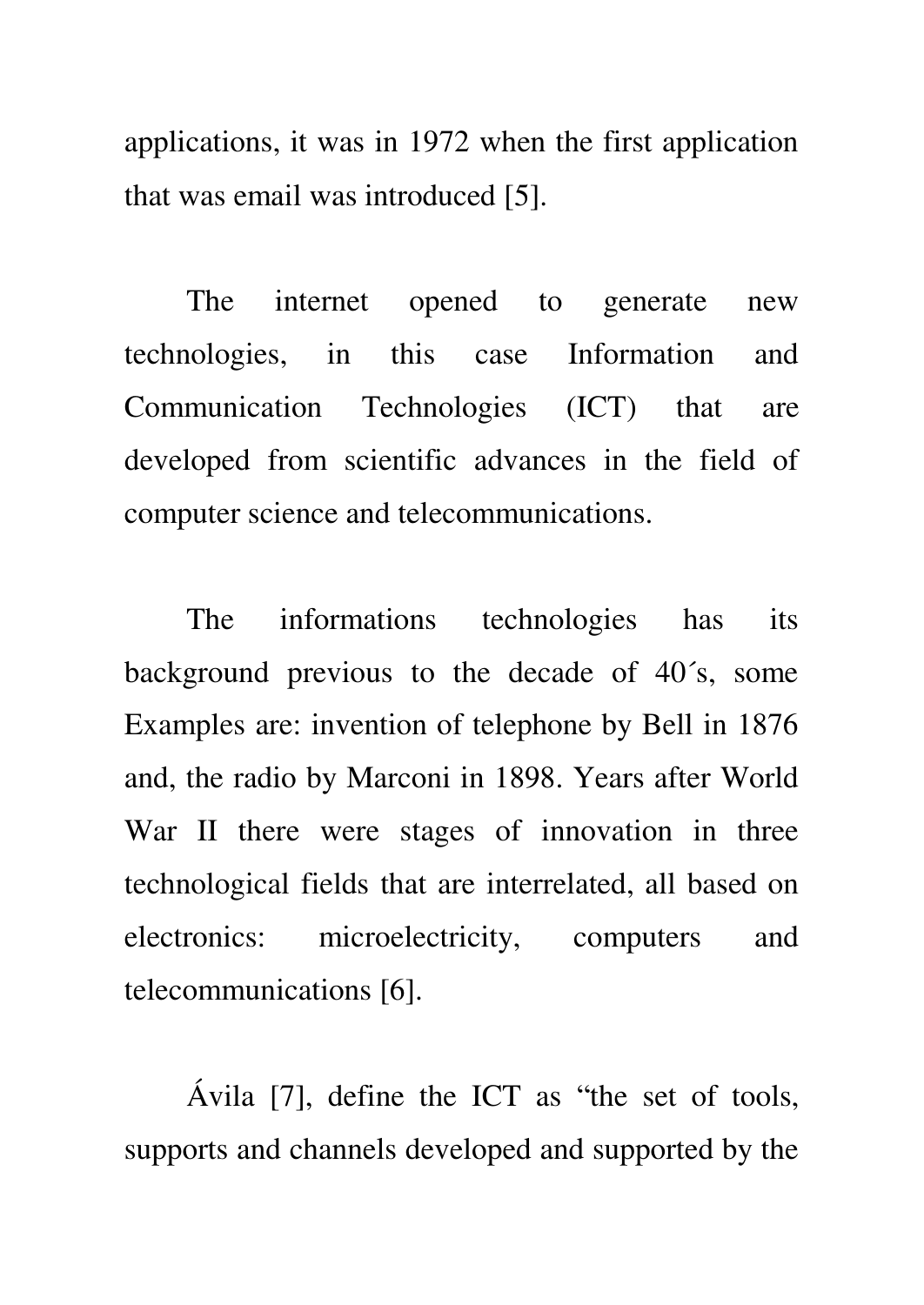applications, it was in 1972 when the first application that was email was introduced [5].

The internet opened to generate new technologies, in this case Information and Communication Technologies (ICT) that are developed from scientific advances in the field of computer science and telecommunications.

The informations technologies has its background previous to the decade of 40´s, some Examples are: invention of telephone by Bell in 1876 and, the radio by Marconi in 1898. Years after World War II there were stages of innovation in three technological fields that are interrelated, all based on electronics: microelectricity, computers and telecommunications [6].

Ávila [7], define the ICT as "the set of tools, supports and channels developed and supported by the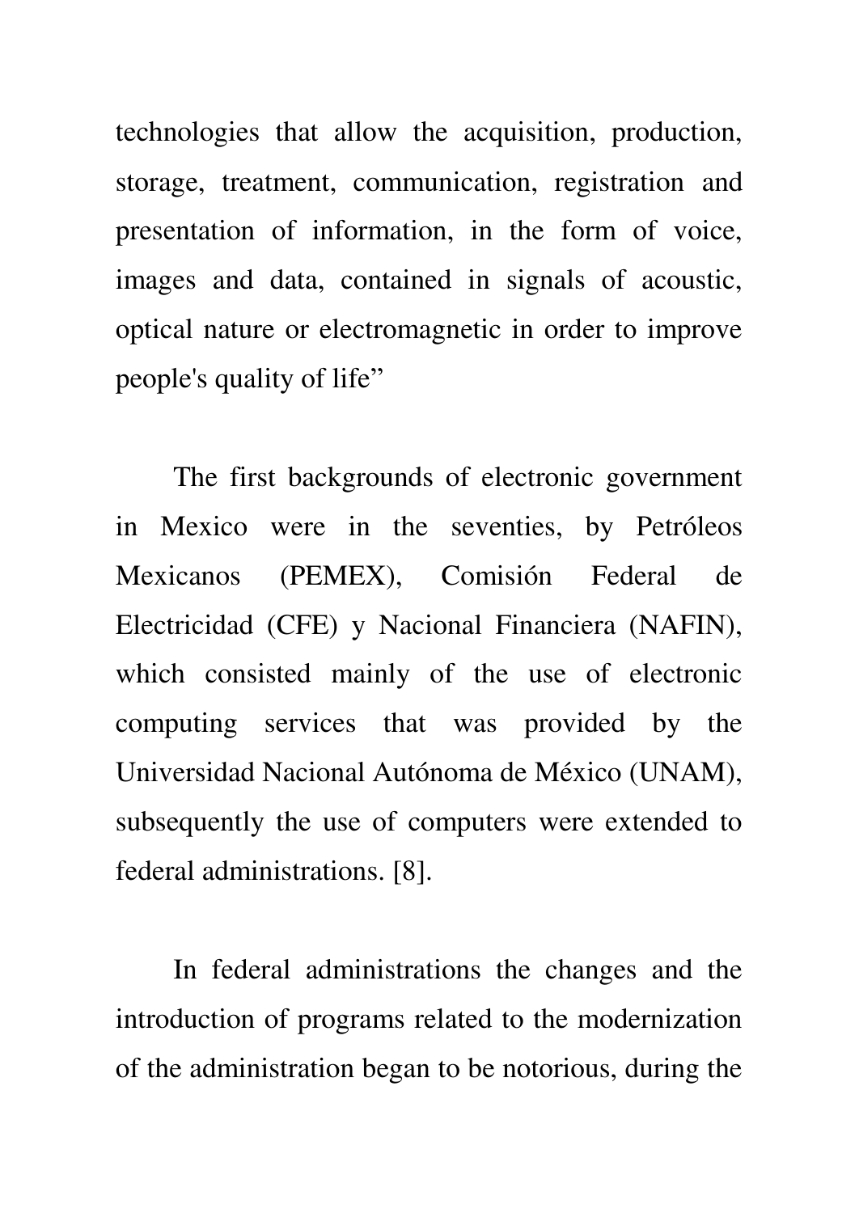technologies that allow the acquisition, production, storage, treatment, communication, registration and presentation of information, in the form of voice, images and data, contained in signals of acoustic, optical nature or electromagnetic in order to improve people's quality of life"

The first backgrounds of electronic government in Mexico were in the seventies, by Petróleos Mexicanos (PEMEX), Comisión Federal de Electricidad (CFE) y Nacional Financiera (NAFIN), which consisted mainly of the use of electronic computing services that was provided by the Universidad Nacional Autónoma de México (UNAM), subsequently the use of computers were extended to federal administrations. [8].

In federal administrations the changes and the introduction of programs related to the modernization of the administration began to be notorious, during the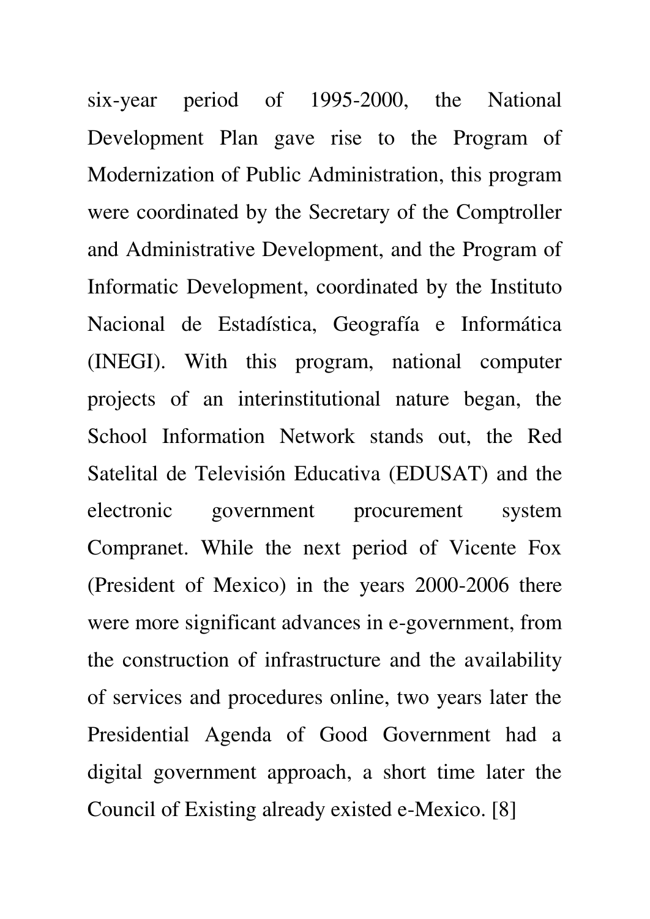six-year period of 1995-2000, the National Development Plan gave rise to the Program of Modernization of Public Administration, this program were coordinated by the Secretary of the Comptroller and Administrative Development, and the Program of Informatic Development, coordinated by the Instituto Nacional de Estadística, Geografía e Informática (INEGI). With this program, national computer projects of an interinstitutional nature began, the School Information Network stands out, the Red Satelital de Televisión Educativa (EDUSAT) and the electronic government procurement system Compranet. While the next period of Vicente Fox (President of Mexico) in the years 2000-2006 there were more significant advances in e-government, from the construction of infrastructure and the availability of services and procedures online, two years later the Presidential Agenda of Good Government had a digital government approach, a short time later the Council of Existing already existed e-Mexico. [8]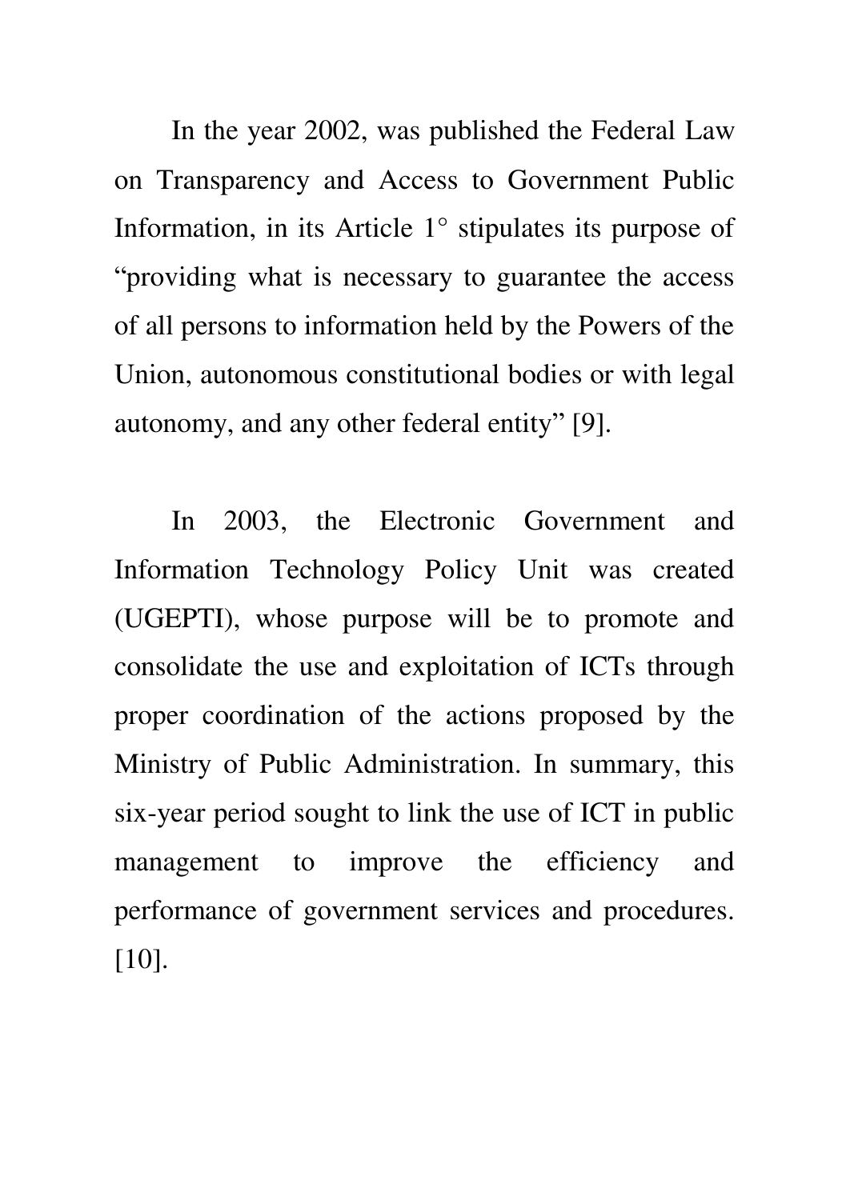In the year 2002, was published the Federal Law on Transparency and Access to Government Public Information, in its Article 1° stipulates its purpose of "providing what is necessary to guarantee the access of all persons to information held by the Powers of the Union, autonomous constitutional bodies or with legal autonomy, and any other federal entity" [9].

In 2003, the Electronic Government and Information Technology Policy Unit was created (UGEPTI), whose purpose will be to promote and consolidate the use and exploitation of ICTs through proper coordination of the actions proposed by the Ministry of Public Administration. In summary, this six-year period sought to link the use of ICT in public management to improve the efficiency and performance of government services and procedures. [10].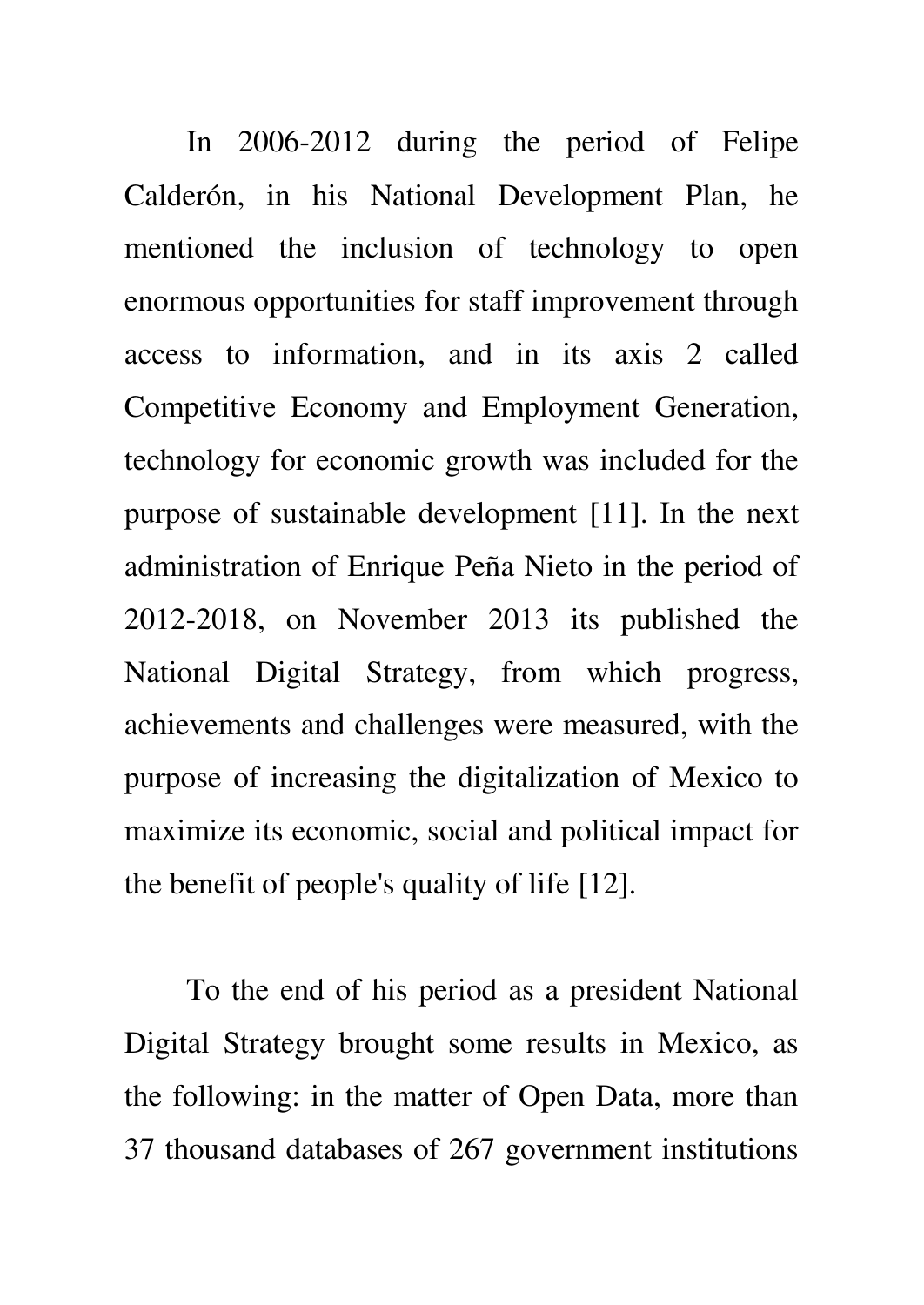In 2006-2012 during the period of Felipe Calderón, in his National Development Plan, he mentioned the inclusion of technology to open enormous opportunities for staff improvement through access to information, and in its axis 2 called Competitive Economy and Employment Generation, technology for economic growth was included for the purpose of sustainable development [11]. In the next administration of Enrique Peña Nieto in the period of 2012-2018, on November 2013 its published the National Digital Strategy, from which progress, achievements and challenges were measured, with the purpose of increasing the digitalization of Mexico to maximize its economic, social and political impact for the benefit of people's quality of life [12].

To the end of his period as a president National Digital Strategy brought some results in Mexico, as the following: in the matter of Open Data, more than 37 thousand databases of 267 government institutions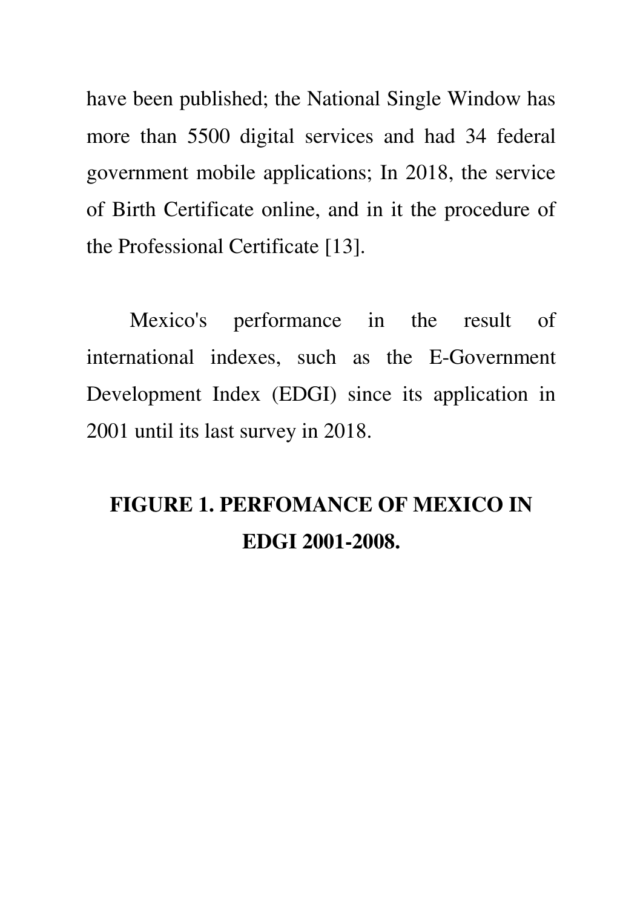have been published; the National Single Window has more than 5500 digital services and had 34 federal government mobile applications; In 2018, the service of Birth Certificate online, and in it the procedure of the Professional Certificate [13].

Mexico's performance in the result of international indexes, such as the E-Government Development Index (EDGI) since its application in 2001 until its last survey in 2018.

**FIGURE 1. PERFOMANCE OF MEXICO IN EDGI 2001-2008.**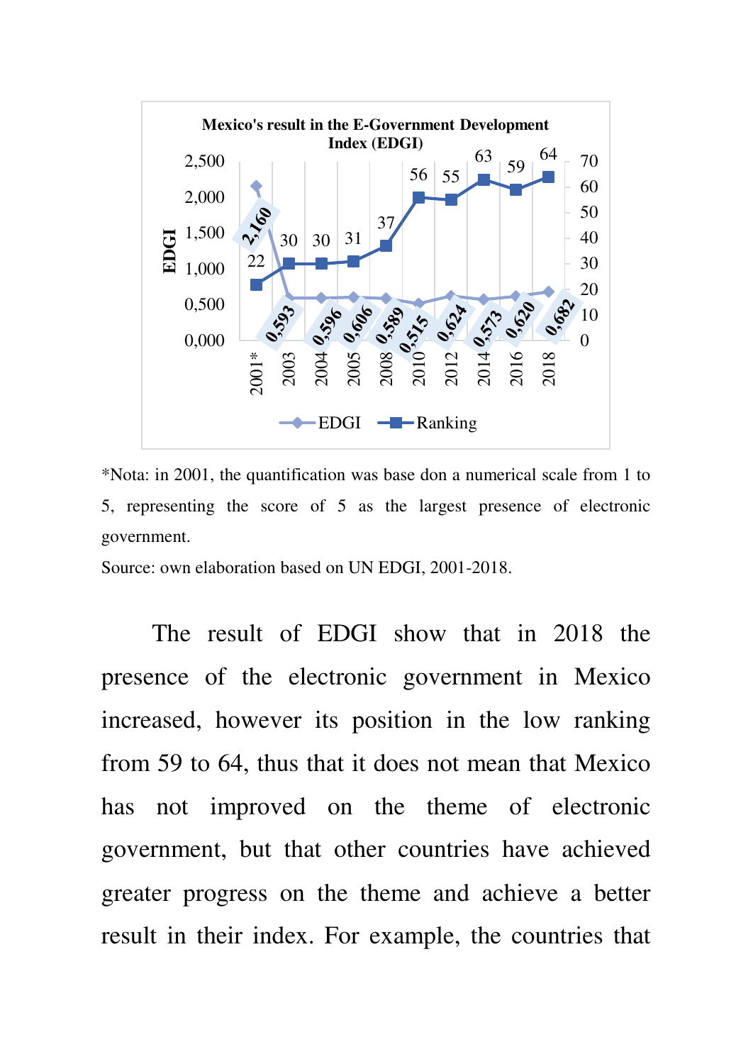Mexico's result in the E-Government Development Index (EDGI)

EDGI

2,500
2,000
1,500
1,000
0,500
0,000

70
60
50
40
30
20
10
0

22
30
30
31
37
56
55
63
59
64

2,160
0,593
0,596
0,606
0,589
0,515
0,624
0,573
0,620
0,682

2001*
2003
2004
2005
2008
2010
2012
2014
2016
2018

EDGI
Ranking

*Nota: in 2001, the quantification was base don a numerical scale from 1 to 5, representing the score of 5 as the largest presence of electronic government.

Source: own elaboration based on UN EDGI, 2001-2018.

The result of EDGI show that in 2018 the presence of the electronic government in Mexico increased, however its position in the low ranking from 59 to 64, thus that it does not mean that Mexico has not improved on the theme of electronic government, but that other countries have achieved greater progress on the theme and achieve a better result in their index. For example, the countries that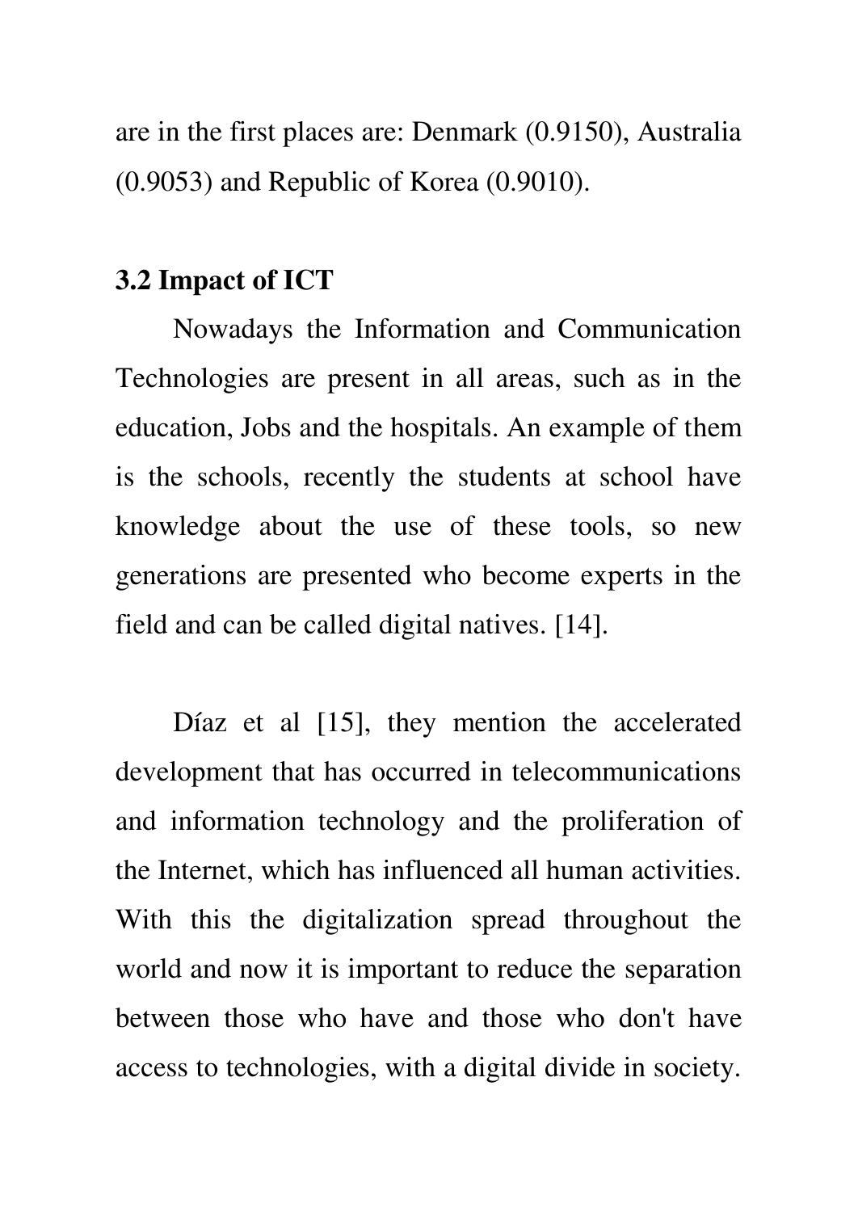are in the first places are: Denmark (0.9150), Australia (0.9053) and Republic of Korea (0.9010).

### 3.2 Impact of ICT

Nowadays the Information and Communication Technologies are present in all areas, such as in the education, Jobs and the hospitals. An example of them is the schools, recently the students at school have knowledge about the use of these tools, so new generations are presented who become experts in the field and can be called digital natives. [14].

Díaz et al [15], they mention the accelerated development that has occurred in telecommunications and information technology and the proliferation of the Internet, which has influenced all human activities. With this the digitalization spread throughout the world and now it is important to reduce the separation between those who have and those who don't have access to technologies, with a digital divide in society.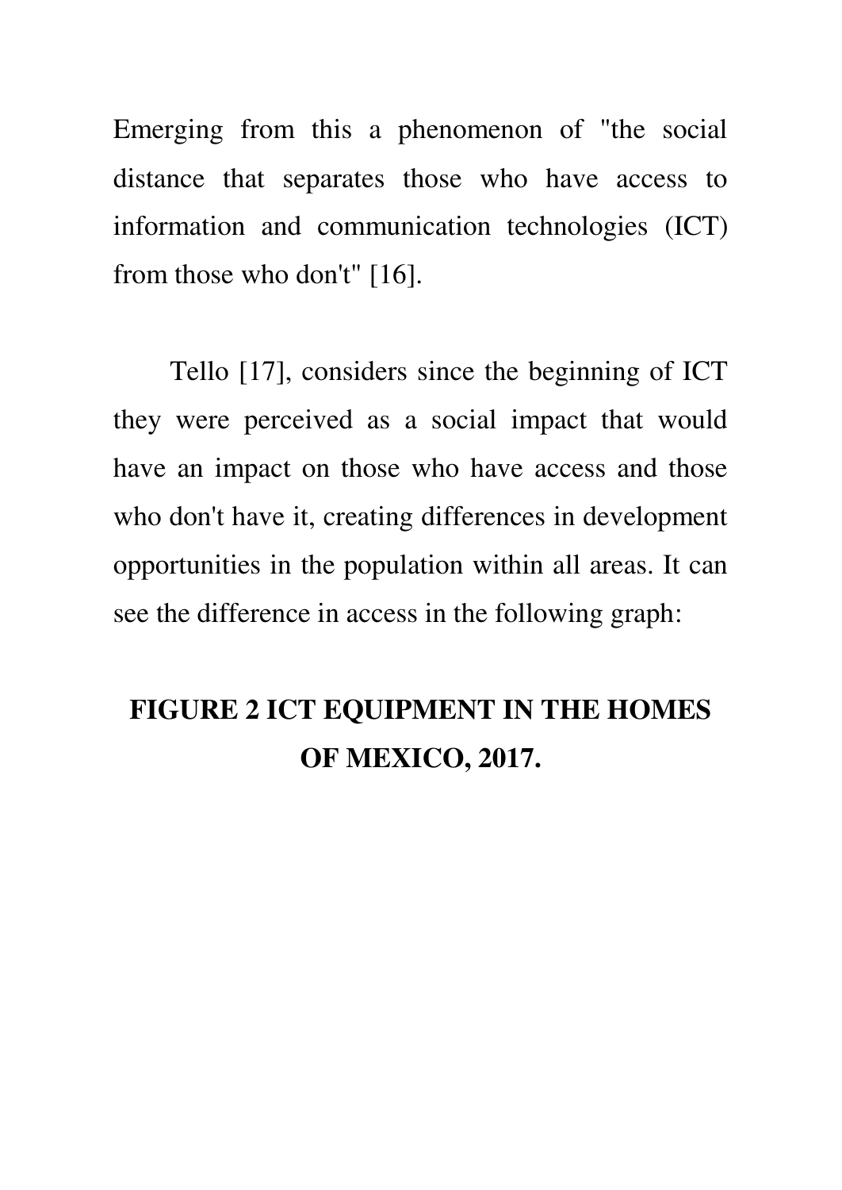Emerging from this a phenomenon of "the social distance that separates those who have access to information and communication technologies (ICT) from those who don't" [16].

Tello [17], considers since the beginning of ICT they were perceived as a social impact that would have an impact on those who have access and those who don't have it, creating differences in development opportunities in the population within all areas. It can see the difference in access in the following graph:

**FIGURE 2 ICT EQUIPMENT IN THE HOMES OF MEXICO, 2017.**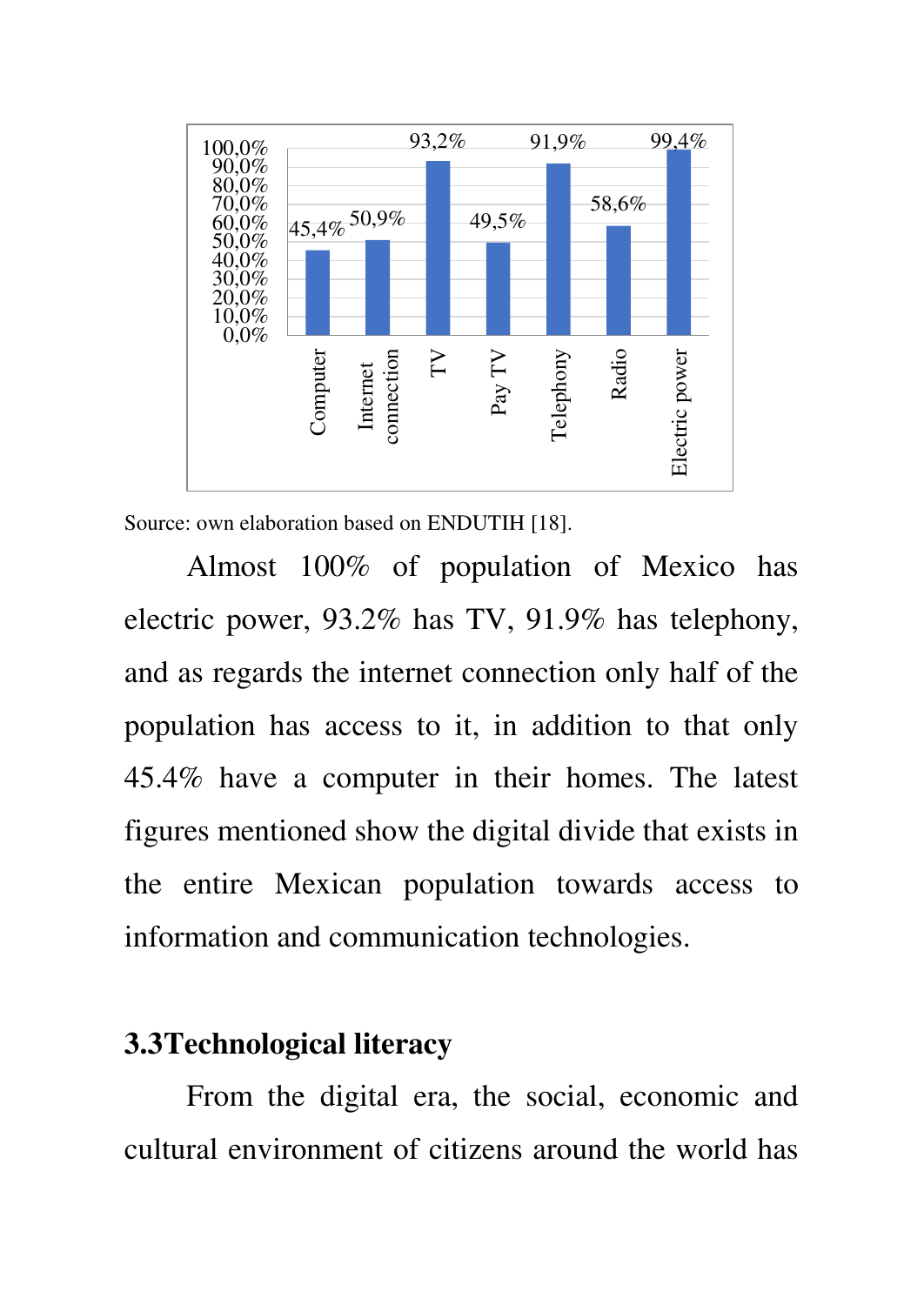100,0%
90,0%
80,0%
70,0%
60,0%
50,0%
40,0%
30,0%
20,0%
10,0%
0,0%

45,4%
50,9%
93,2%
49,5%
91,9%
58,6%
99,4%

Computer
Internet connection
TV
Pay TV
Telephony
Radio
Electric power

Source: own elaboration based on ENDUTIH [18].

Almost 100% of population of Mexico has electric power, 93.2% has TV, 91.9% has telephony, and as regards the internet connection only half of the population has access to it, in addition to that only 45.4% have a computer in their homes. The latest figures mentioned show the digital divide that exists in the entire Mexican population towards access to information and communication technologies.

### 3.3 Technological literacy

From the digital era, the social, economic and cultural environment of citizens around the world has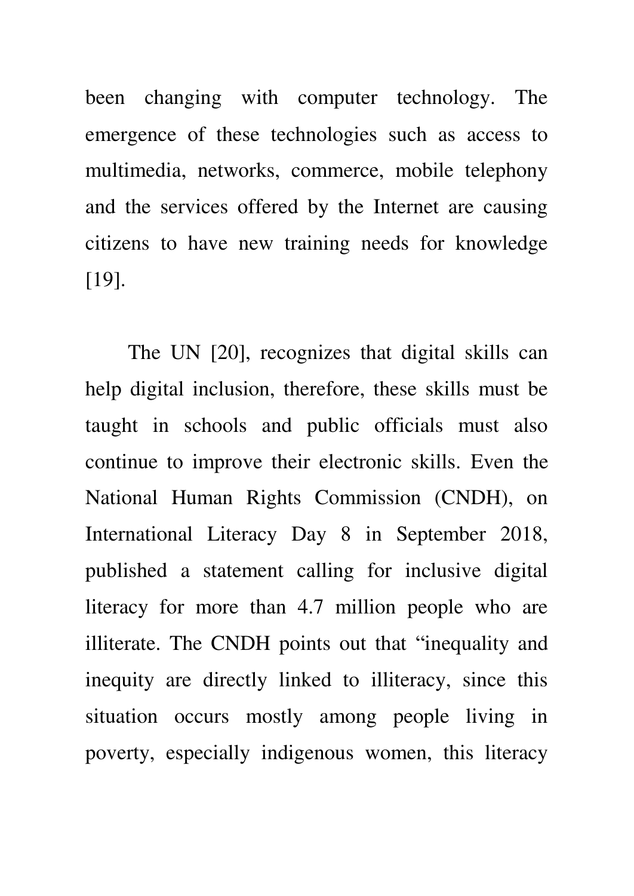been changing with computer technology. The emergence of these technologies such as access to multimedia, networks, commerce, mobile telephony and the services offered by the Internet are causing citizens to have new training needs for knowledge [19].

The UN [20], recognizes that digital skills can help digital inclusion, therefore, these skills must be taught in schools and public officials must also continue to improve their electronic skills. Even the National Human Rights Commission (CNDH), on International Literacy Day 8 in September 2018, published a statement calling for inclusive digital literacy for more than 4.7 million people who are illiterate. The CNDH points out that "inequality and inequity are directly linked to illiteracy, since this situation occurs mostly among people living in poverty, especially indigenous women, this literacy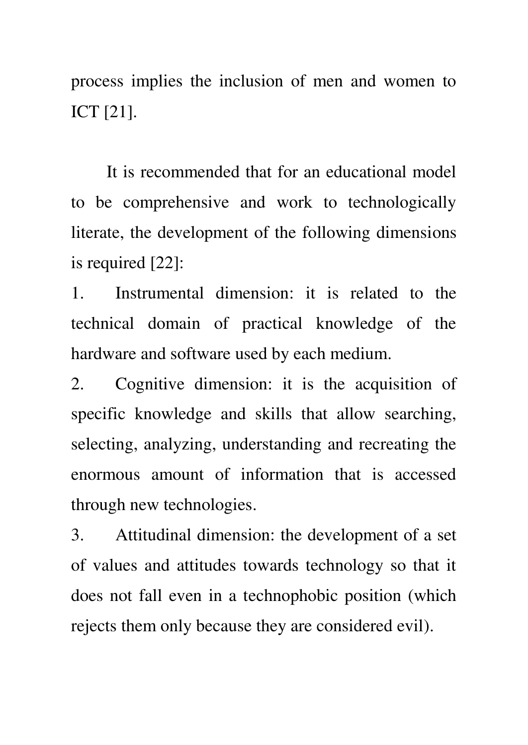process implies the inclusion of men and women to ICT [21].

It is recommended that for an educational model to be comprehensive and work to technologically literate, the development of the following dimensions is required [22]:

1. Instrumental dimension: it is related to the technical domain of practical knowledge of the hardware and software used by each medium.
2. Cognitive dimension: it is the acquisition of specific knowledge and skills that allow searching, selecting, analyzing, understanding and recreating the enormous amount of information that is accessed through new technologies.
3. Attitudinal dimension: the development of a set of values and attitudes towards technology so that it does not fall even in a technophobic position (which rejects them only because they are considered evil).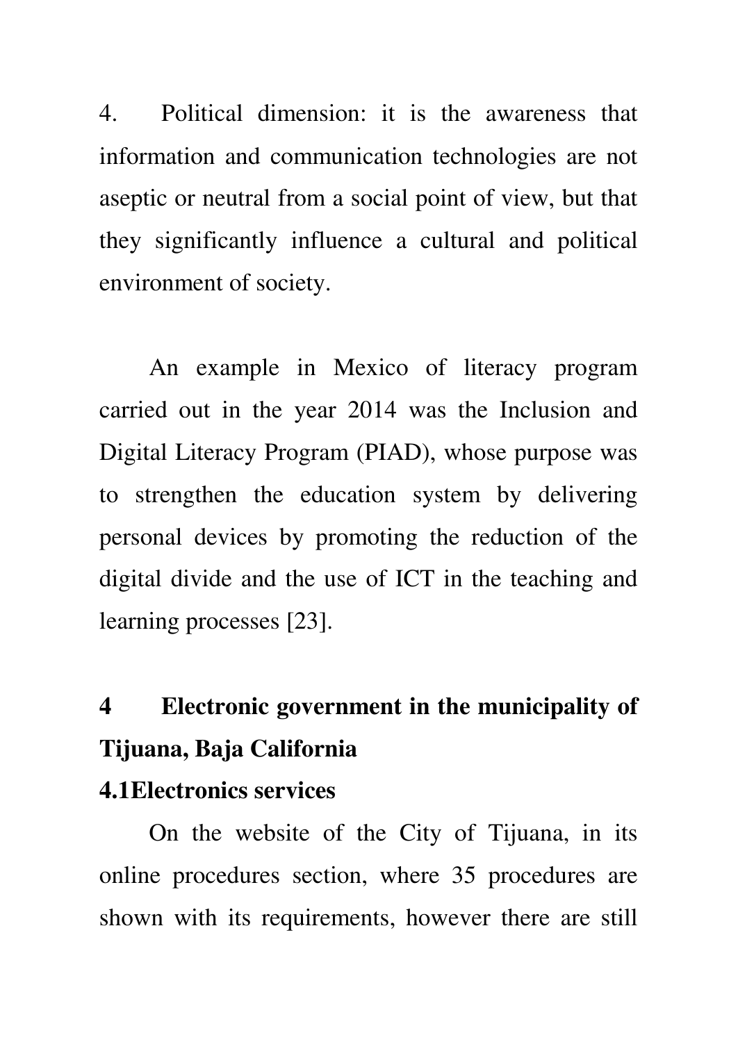4. Political dimension: it is the awareness that information and communication technologies are not aseptic or neutral from a social point of view, but that they significantly influence a cultural and political environment of society.

An example in Mexico of literacy program carried out in the year 2014 was the Inclusion and Digital Literacy Program (PIAD), whose purpose was to strengthen the education system by delivering personal devices by promoting the reduction of the digital divide and the use of ICT in the teaching and learning processes [23].

# 4 Electronic government in the municipality of Tijuana, Baja California

## 4.1Electronics services

On the website of the City of Tijuana, in its online procedures section, where 35 procedures are shown with its requirements, however there are still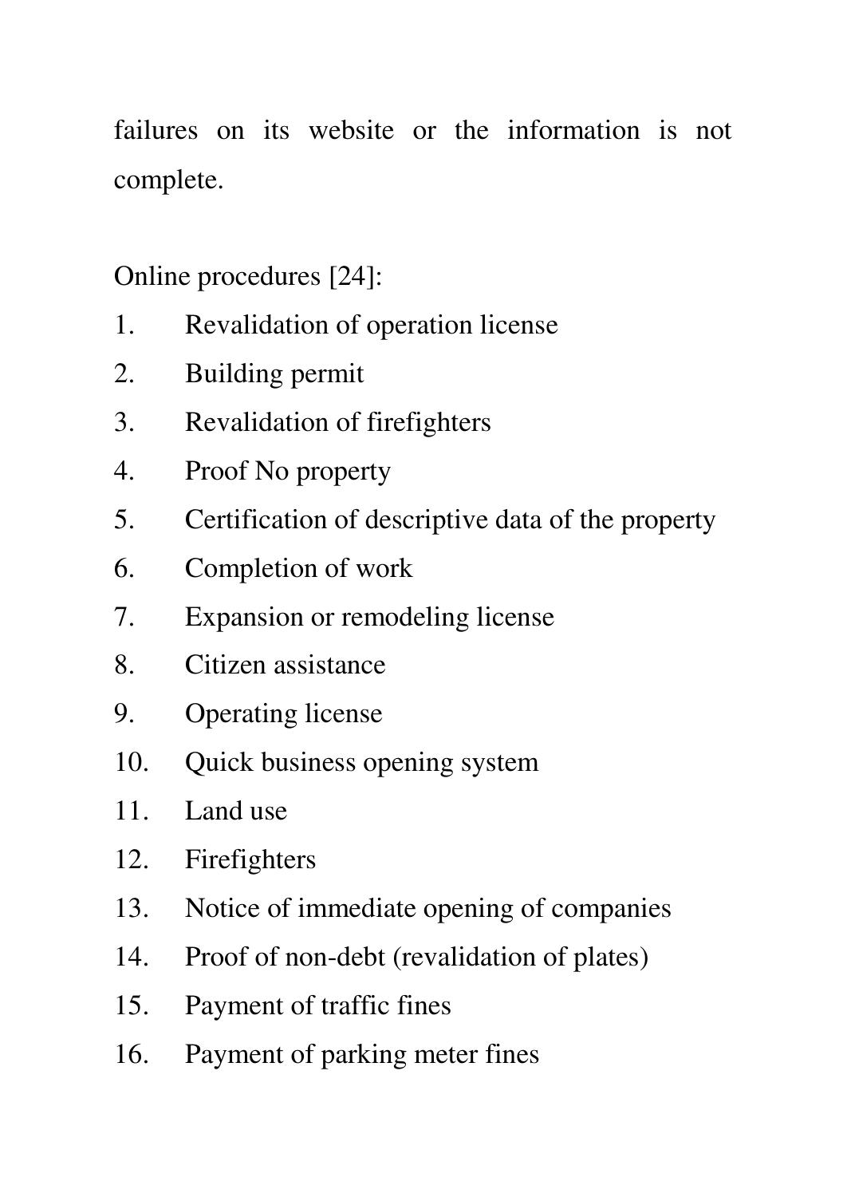failures on its website or the information is not complete.

Online procedures [24]:

1. Revalidation of operation license
2. Building permit
3. Revalidation of firefighters
4. Proof No property
5. Certification of descriptive data of the property
6. Completion of work
7. Expansion or remodeling license
8. Citizen assistance
9. Operating license
10. Quick business opening system
11. Land use
12. Firefighters
13. Notice of immediate opening of companies
14. Proof of non-debt (revalidation of plates)
15. Payment of traffic fines
16. Payment of parking meter fines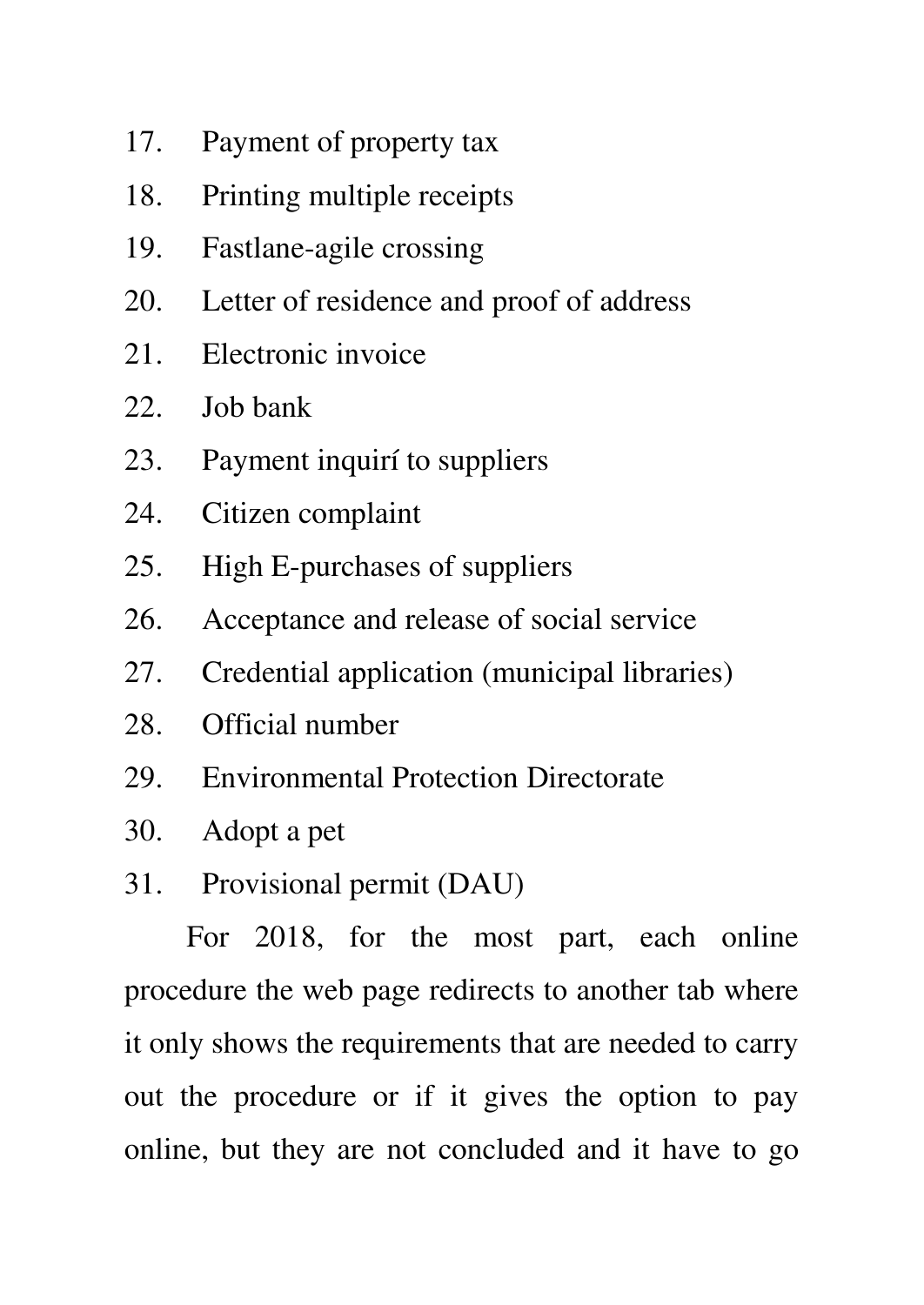17. Payment of property tax
18. Printing multiple receipts
19. Fastlane-agile crossing
20. Letter of residence and proof of address
21. Electronic invoice
22. Job bank
23. Payment inquirí to suppliers
24. Citizen complaint
25. High E-purchases of suppliers
26. Acceptance and release of social service
27. Credential application (municipal libraries)
28. Official number
29. Environmental Protection Directorate
30. Adopt a pet
31. Provisional permit (DAU)

For 2018, for the most part, each online procedure the web page redirects to another tab where it only shows the requirements that are needed to carry out the procedure or if it gives the option to pay online, but they are not concluded and it have to go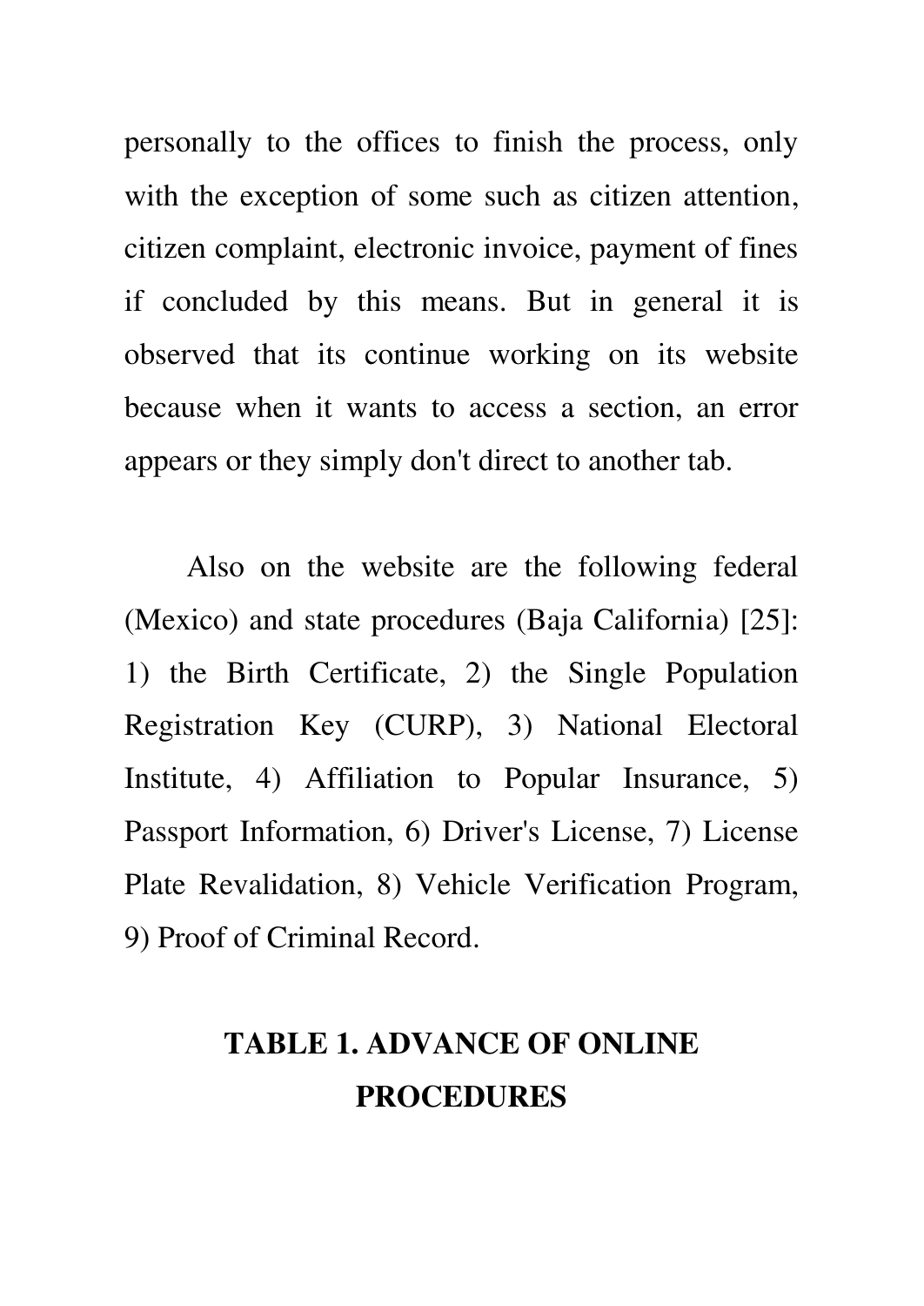personally to the offices to finish the process, only with the exception of some such as citizen attention, citizen complaint, electronic invoice, payment of fines if concluded by this means. But in general it is observed that its continue working on its website because when it wants to access a section, an error appears or they simply don't direct to another tab.

Also on the website are the following federal (Mexico) and state procedures (Baja California) [25]: 1) the Birth Certificate, 2) the Single Population Registration Key (CURP), 3) National Electoral Institute, 4) Affiliation to Popular Insurance, 5) Passport Information, 6) Driver's License, 7) License Plate Revalidation, 8) Vehicle Verification Program, 9) Proof of Criminal Record.

**TABLE 1. ADVANCE OF ONLINE PROCEDURES**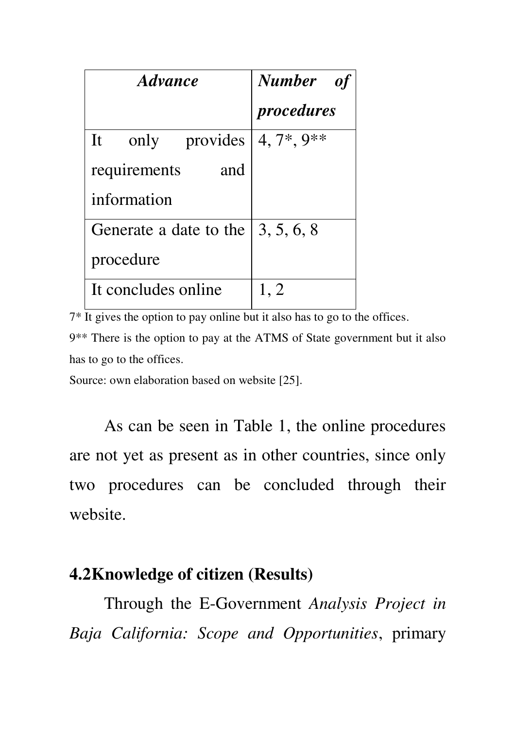| *Advance* | *Number of procedures* |
|---|---|
| It only provides requirements and information | 4, 7*, 9** |
| Generate a date to the procedure | 3, 5, 6, 8 |
| It concludes online | 1, 2 |

7* It gives the option to pay online but it also has to go to the offices.

9** There is the option to pay at the ATMS of State government but it also has to go to the offices.

Source: own elaboration based on website [25].

As can be seen in Table 1, the online procedures are not yet as present as in other countries, since only two procedures can be concluded through their website.

## 4.2Knowledge of citizen (Results)

Through the E-Government *Analysis Project in Baja California: Scope and Opportunities*, primary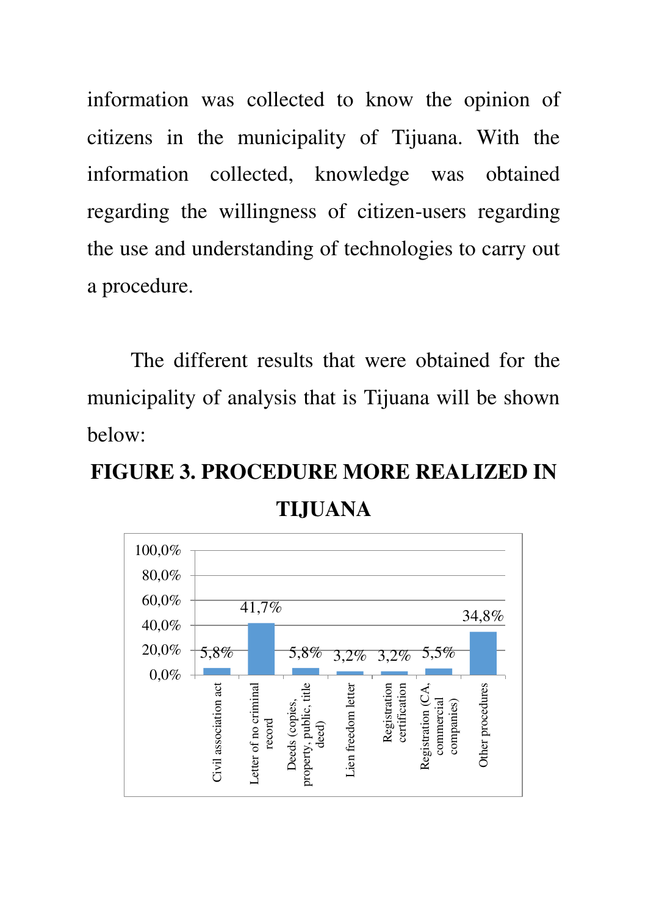information was collected to know the opinion of citizens in the municipality of Tijuana. With the information collected, knowledge was obtained regarding the willingness of citizen-users regarding the use and understanding of technologies to carry out a procedure.

The different results that were obtained for the municipality of analysis that is Tijuana will be shown below:

**FIGURE 3. PROCEDURE MORE REALIZED IN TIJUANA**

100,0%
80,0%
60,0%
40,0%
20,0%
0,0%

5,8%
41,7%
5,8%
3,2%
3,2%
5,5%
34,8%

Civil association act
Letter of no criminal record
Deeds (copies, property, public, title deed)
Lien freedom letter
Registration certification
Registration (CA, commercial companies)
Other procedures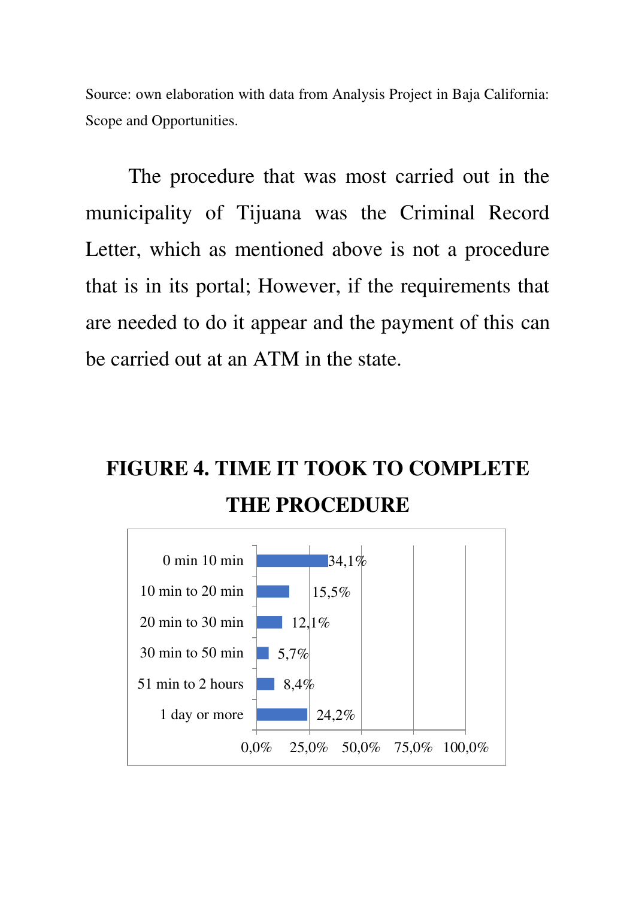Source: own elaboration with data from Analysis Project in Baja California: Scope and Opportunities.

The procedure that was most carried out in the municipality of Tijuana was the Criminal Record Letter, which as mentioned above is not a procedure that is in its portal; However, if the requirements that are needed to do it appear and the payment of this can be carried out at an ATM in the state.

## FIGURE 4. TIME IT TOOK TO COMPLETE THE PROCEDURE

0 min 10 min
34,1%
10 min to 20 min
15,5%
20 min to 30 min
12,1%
30 min to 50 min
5,7%
51 min to 2 hours
8,4%
1 day or more
24,2%

0,0% 25,0% 50,0% 75,0% 100,0%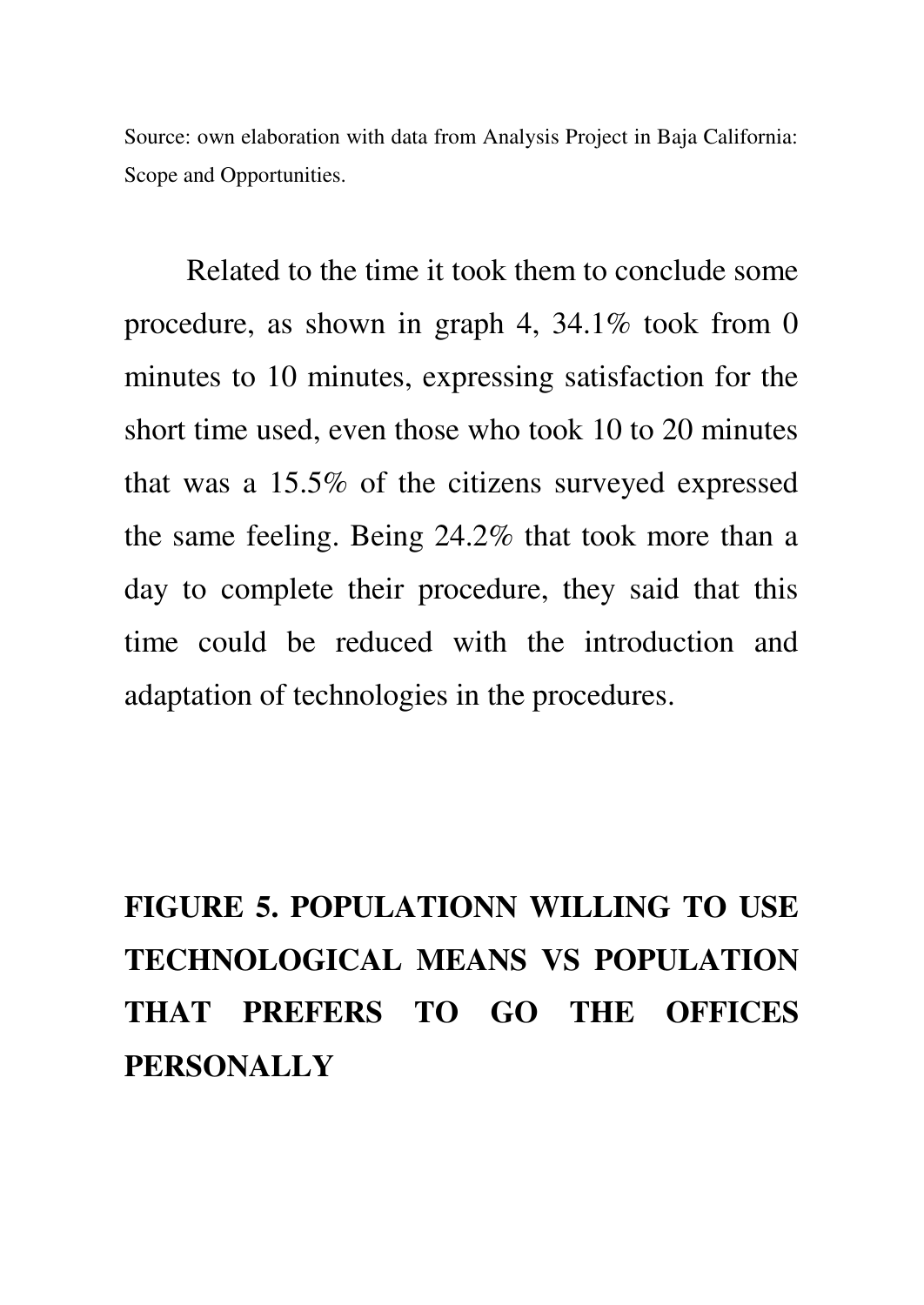Source: own elaboration with data from Analysis Project in Baja California: Scope and Opportunities.

Related to the time it took them to conclude some procedure, as shown in graph 4, 34.1% took from 0 minutes to 10 minutes, expressing satisfaction for the short time used, even those who took 10 to 20 minutes that was a 15.5% of the citizens surveyed expressed the same feeling. Being 24.2% that took more than a day to complete their procedure, they said that this time could be reduced with the introduction and adaptation of technologies in the procedures.

## FIGURE 5. POPULATIONN WILLING TO USE TECHNOLOGICAL MEANS VS POPULATION THAT PREFERS TO GO THE OFFICES PERSONALLY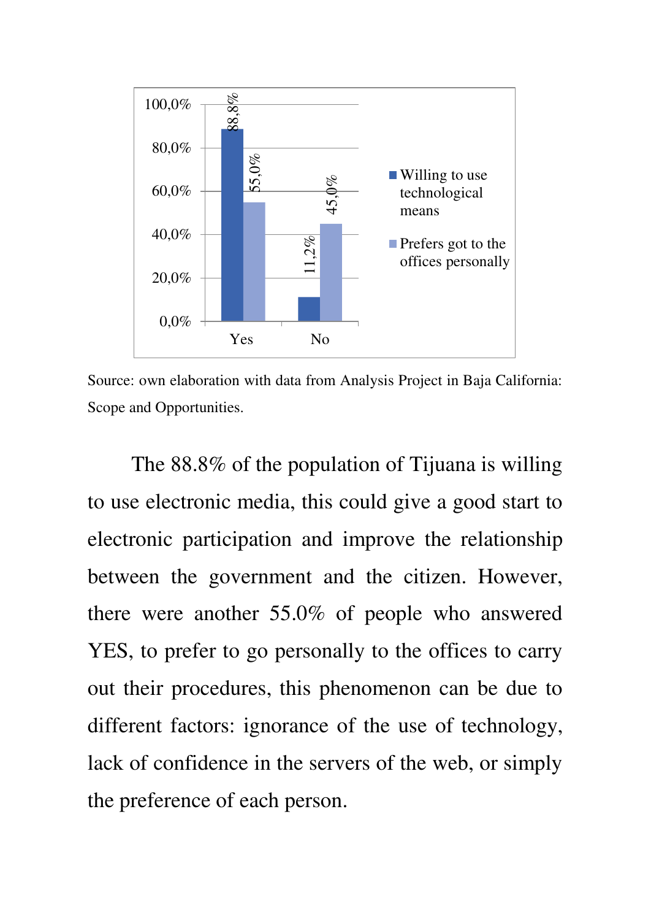100,0%
80,0%
60,0%
40,0%
20,0%
0,0%

88,8%
55,0%
11,2%
45,0%

Yes
No

Willing to use technological means

Prefers got to the offices personally

Source: own elaboration with data from Analysis Project in Baja California: Scope and Opportunities.

The 88.8% of the population of Tijuana is willing to use electronic media, this could give a good start to electronic participation and improve the relationship between the government and the citizen. However, there were another 55.0% of people who answered YES, to prefer to go personally to the offices to carry out their procedures, this phenomenon can be due to different factors: ignorance of the use of technology, lack of confidence in the servers of the web, or simply the preference of each person.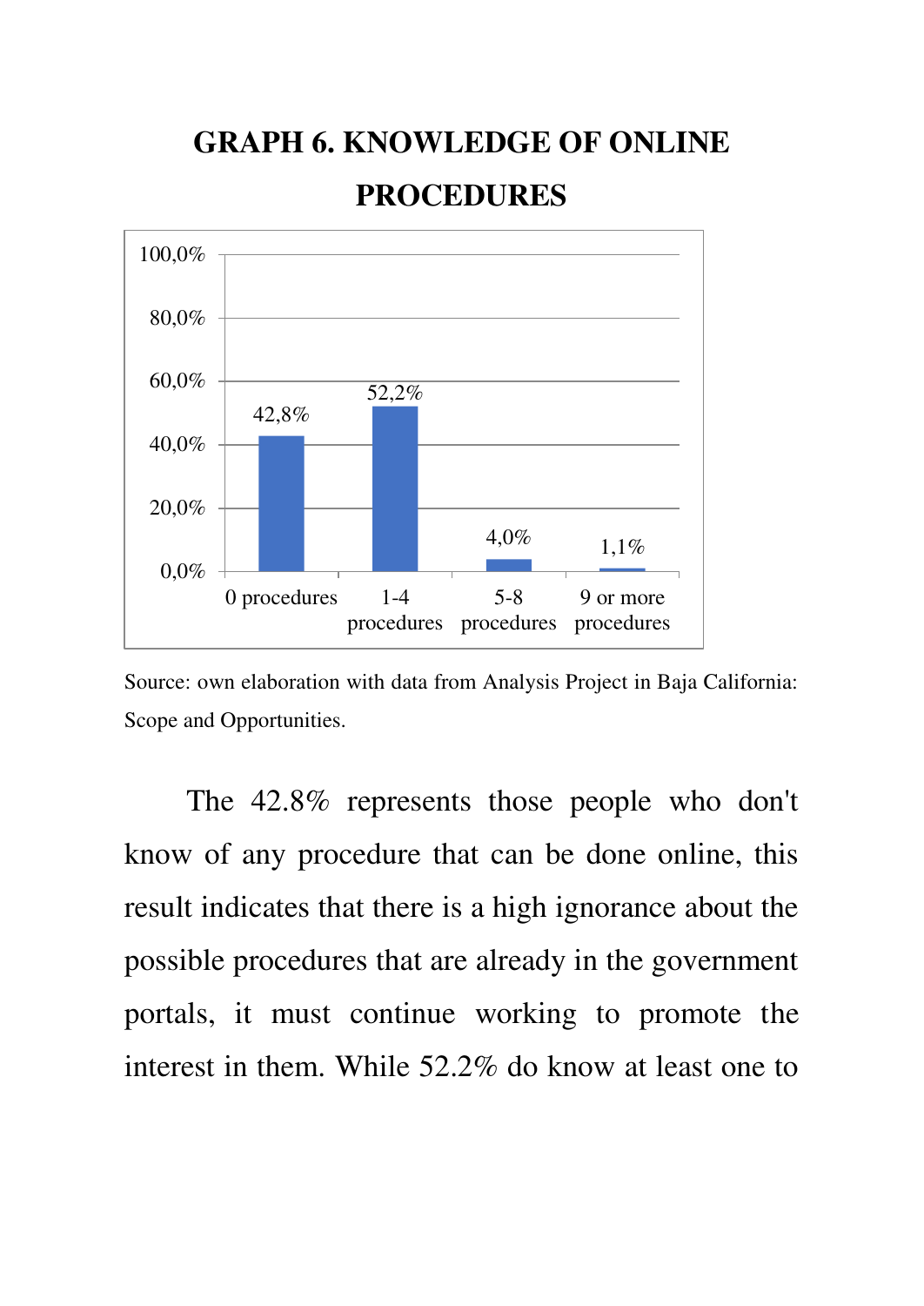## GRAPH 6. KNOWLEDGE OF ONLINE PROCEDURES

100,0%
80,0%
60,0%
40,0%
20,0%
0,0%

42,8%
52,2%
4,0%
1,1%

0 procedures
1-4 procedures
5-8 procedures
9 or more procedures

Source: own elaboration with data from Analysis Project in Baja California: Scope and Opportunities.

The 42.8% represents those people who don't know of any procedure that can be done online, this result indicates that there is a high ignorance about the possible procedures that are already in the government portals, it must continue working to promote the interest in them. While 52.2% do know at least one to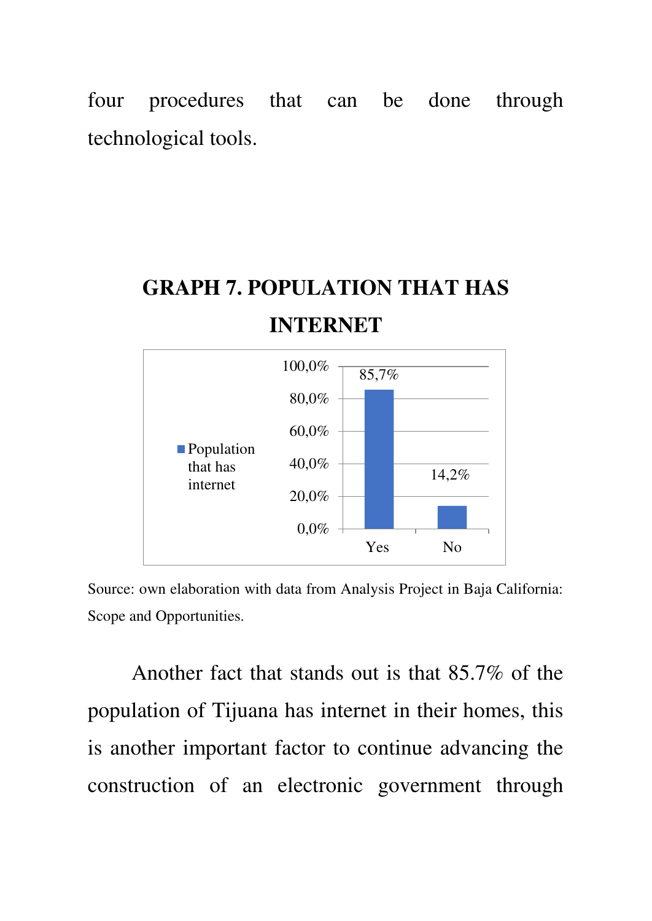four procedures that can be done through technological tools.

## GRAPH 7. POPULATION THAT HAS INTERNET

100,0%
80,0%
60,0%
40,0%
20,0%
0,0%

85,7%
14,2%

Yes
No

Population that has internet

Source: own elaboration with data from Analysis Project in Baja California: Scope and Opportunities.

Another fact that stands out is that 85.7% of the population of Tijuana has internet in their homes, this is another important factor to continue advancing the construction of an electronic government through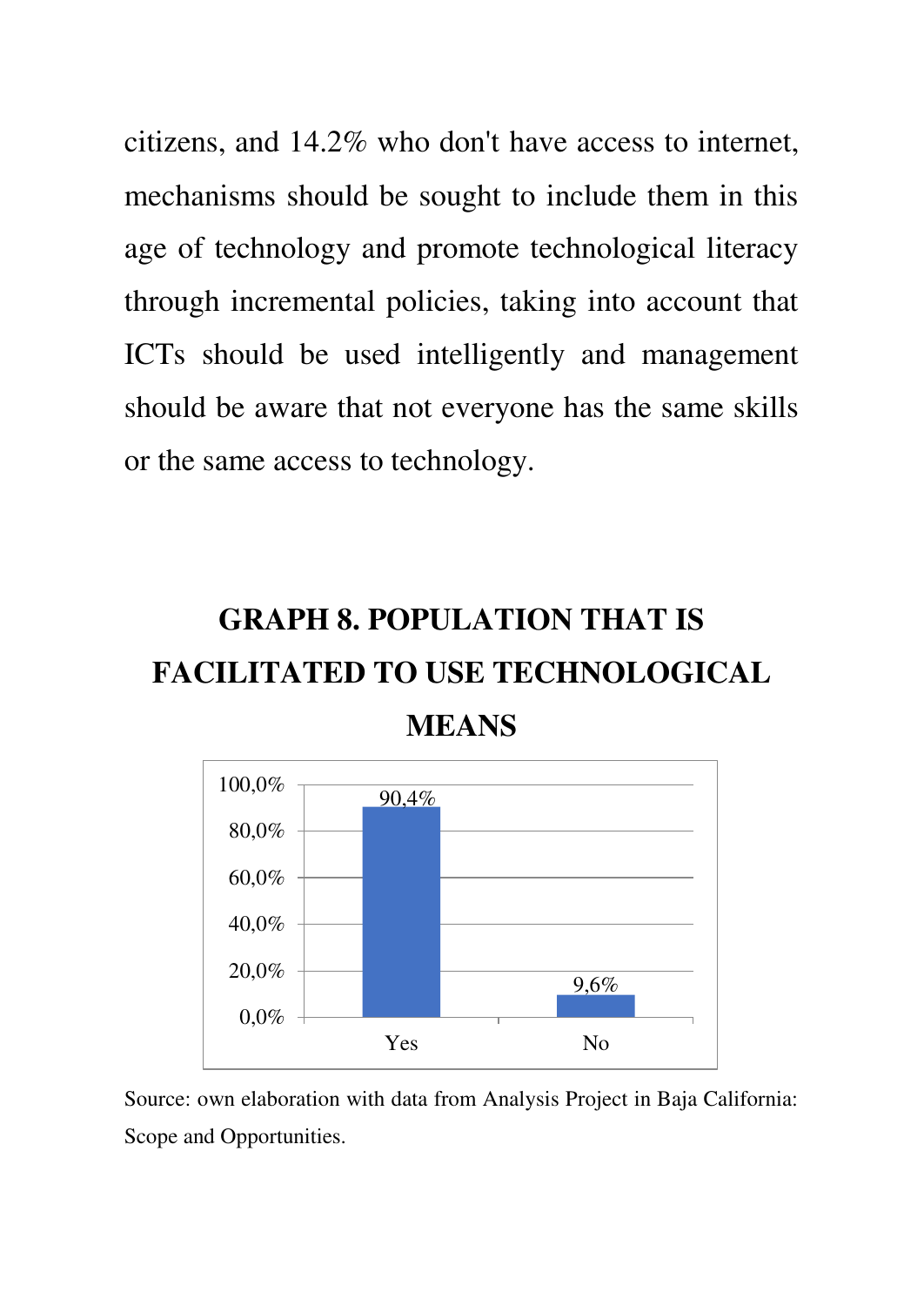citizens, and 14.2% who don't have access to internet, mechanisms should be sought to include them in this age of technology and promote technological literacy through incremental policies, taking into account that ICTs should be used intelligently and management should be aware that not everyone has the same skills or the same access to technology.

## GRAPH 8. POPULATION THAT IS FACILITATED TO USE TECHNOLOGICAL MEANS

100,0%
80,0%
60,0%
40,0%
20,0%
0,0%

90,4%
9,6%

Yes
No

Source: own elaboration with data from Analysis Project in Baja California: Scope and Opportunities.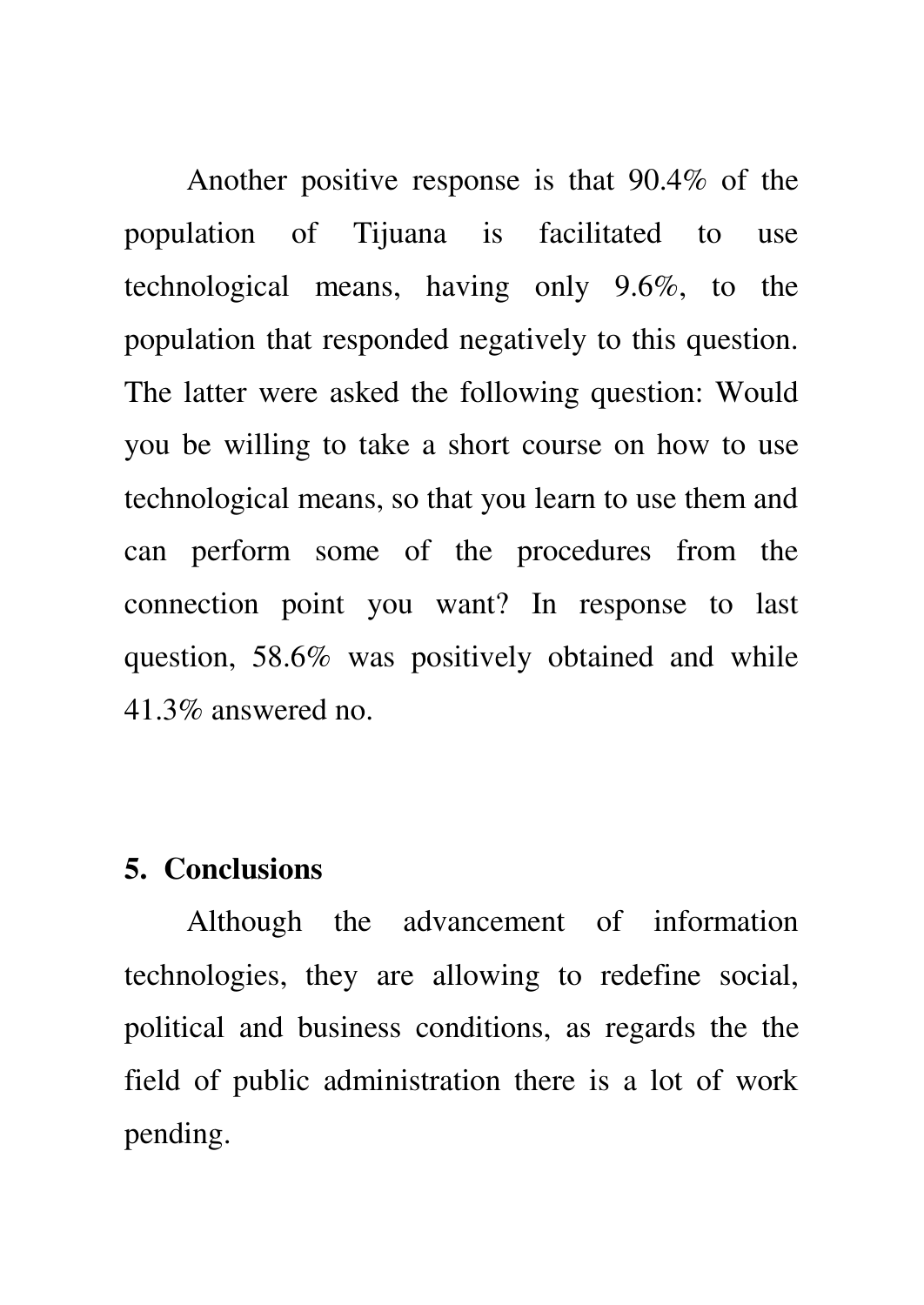Another positive response is that 90.4% of the population of Tijuana is facilitated to use technological means, having only 9.6%, to the population that responded negatively to this question. The latter were asked the following question: Would you be willing to take a short course on how to use technological means, so that you learn to use them and can perform some of the procedures from the connection point you want? In response to last question, 58.6% was positively obtained and while 41.3% answered no.

## 5. Conclusions

Although the advancement of information technologies, they are allowing to redefine social, political and business conditions, as regards the the field of public administration there is a lot of work pending.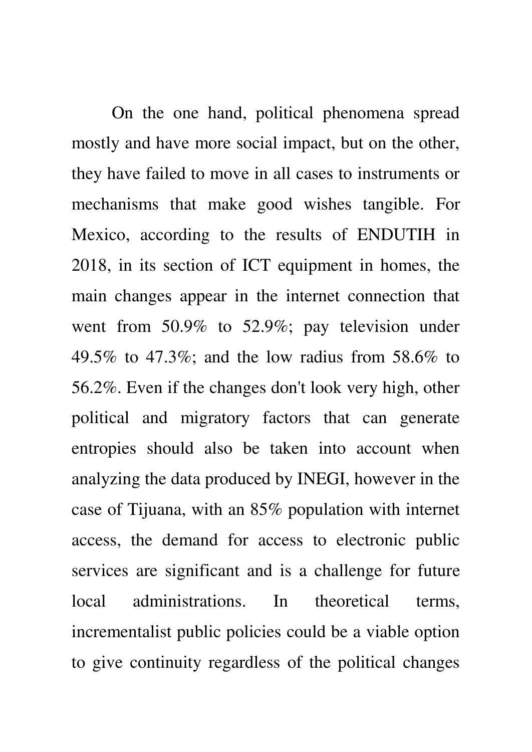On the one hand, political phenomena spread mostly and have more social impact, but on the other, they have failed to move in all cases to instruments or mechanisms that make good wishes tangible. For Mexico, according to the results of ENDUTIH in 2018, in its section of ICT equipment in homes, the main changes appear in the internet connection that went from 50.9% to 52.9%; pay television under 49.5% to 47.3%; and the low radius from 58.6% to 56.2%. Even if the changes don't look very high, other political and migratory factors that can generate entropies should also be taken into account when analyzing the data produced by INEGI, however in the case of Tijuana, with an 85% population with internet access, the demand for access to electronic public services are significant and is a challenge for future local administrations. In theoretical terms, incrementalist public policies could be a viable option to give continuity regardless of the political changes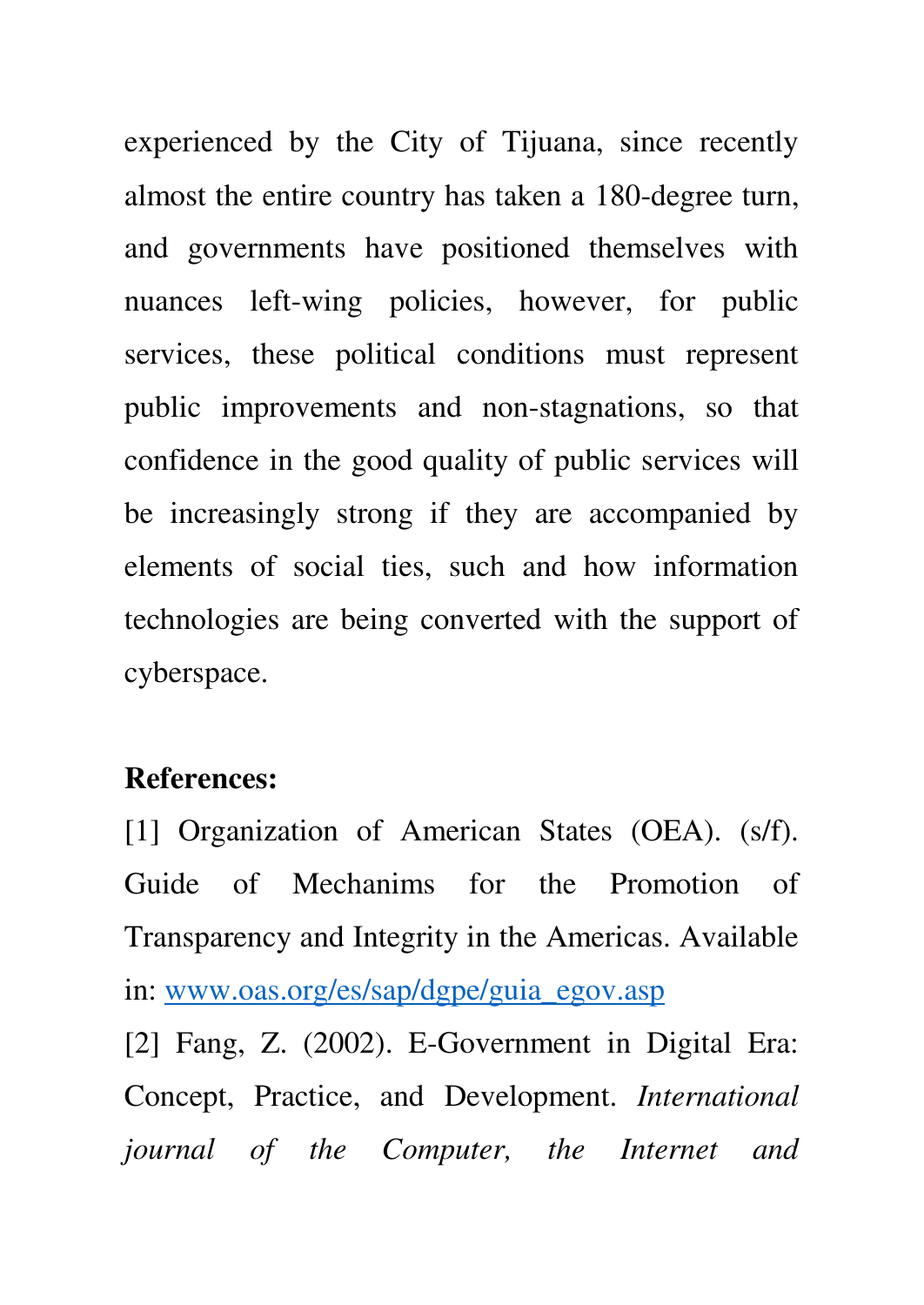experienced by the City of Tijuana, since recently almost the entire country has taken a 180-degree turn, and governments have positioned themselves with nuances left-wing policies, however, for public services, these political conditions must represent public improvements and non-stagnations, so that confidence in the good quality of public services will be increasingly strong if they are accompanied by elements of social ties, such and how information technologies are being converted with the support of cyberspace.

**References:**

[1] Organization of American States (OEA). (s/f). Guide of Mechanims for the Promotion of Transparency and Integrity in the Americas. Available in: [www.oas.org/es/sap/dgpe/guia_egov.asp](www.oas.org/es/sap/dgpe/guia_egov.asp)

[2] Fang, Z. (2002). E-Government in Digital Era: Concept, Practice, and Development. *International journal of the Computer, the Internet and*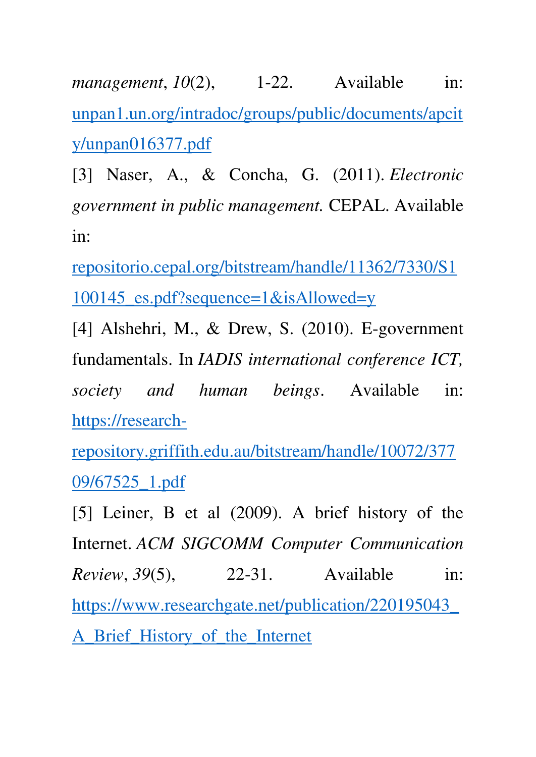*management*, *10*(2), 1-22. Available in: [unpan1.un.org/intradoc/groups/public/documents/apcity/unpan016377.pdf](unpan1.un.org/intradoc/groups/public/documents/apcity/unpan016377.pdf)

[3] Naser, A., & Concha, G. (2011). *Electronic government in public management.* CEPAL. Available in: [repositorio.cepal.org/bitstream/handle/11362/7330/S1100145_es.pdf?sequence=1&isAllowed=y](repositorio.cepal.org/bitstream/handle/11362/7330/S1100145_es.pdf?sequence=1&isAllowed=y)

[4] Alshehri, M., & Drew, S. (2010). E-government fundamentals. In *IADIS international conference ICT, society and human beings*. Available in: [https://research-repository.griffith.edu.au/bitstream/handle/10072/37709/67525_1.pdf](https://research-repository.griffith.edu.au/bitstream/handle/10072/37709/67525_1.pdf)

[5] Leiner, B et al (2009). A brief history of the Internet. *ACM SIGCOMM Computer Communication Review*, *39*(5), 22-31. Available in: [https://www.researchgate.net/publication/220195043_A_Brief_History_of_the_Internet](https://www.researchgate.net/publication/220195043_A_Brief_History_of_the_Internet)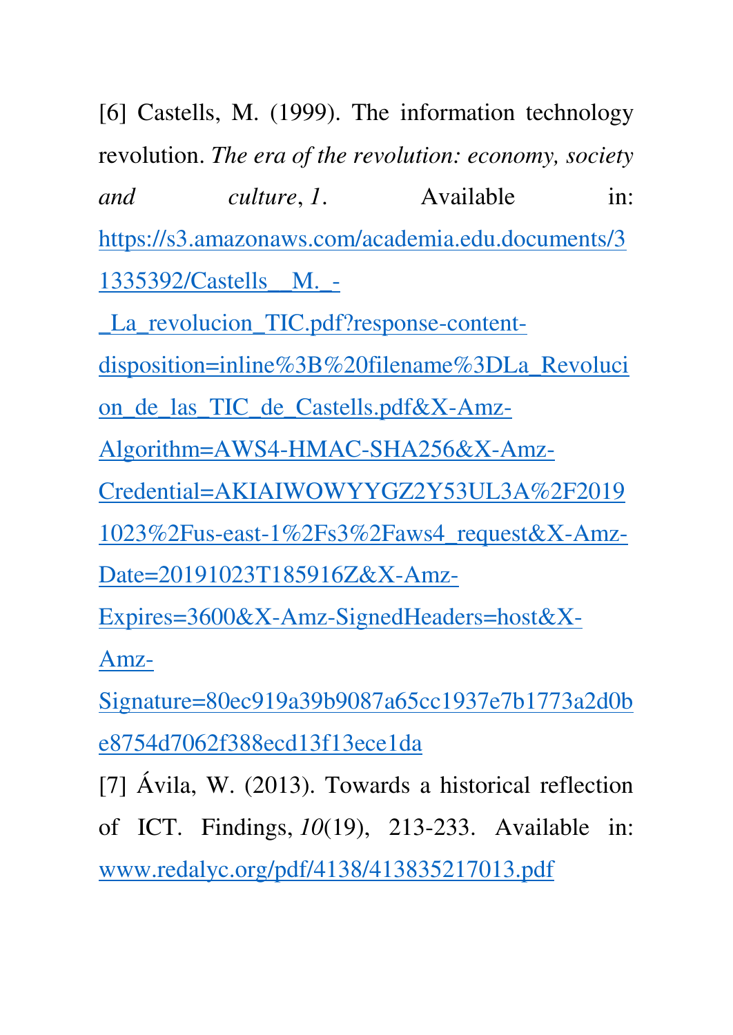[6] Castells, M. (1999). The information technology revolution. *The era of the revolution: economy, society and culture*, *1*. Available in: https://s3.amazonaws.com/academia.edu.documents/31335392/Castells__M._-_La_revolucion_TIC.pdf?response-content-disposition=inline%3B%20filename%3DLa_Revolucion_de_las_TIC_de_Castells.pdf&X-Amz-Algorithm=AWS4-HMAC-SHA256&X-Amz-Credential=AKIAIWOWYYGZ2Y53UL3A%2F20191023%2Fus-east-1%2Fs3%2Faws4_request&X-Amz-Date=20191023T185916Z&X-Amz-Expires=3600&X-Amz-SignedHeaders=host&X-Amz-Signature=80ec919a39b9087a65cc1937e7b1773a2d0be8754d7062f388ecd13f13ece1da

[7] Ávila, W. (2013). Towards a historical reflection of ICT. Findings, *10*(19), 213-233. Available in: www.redalyc.org/pdf/4138/413835217013.pdf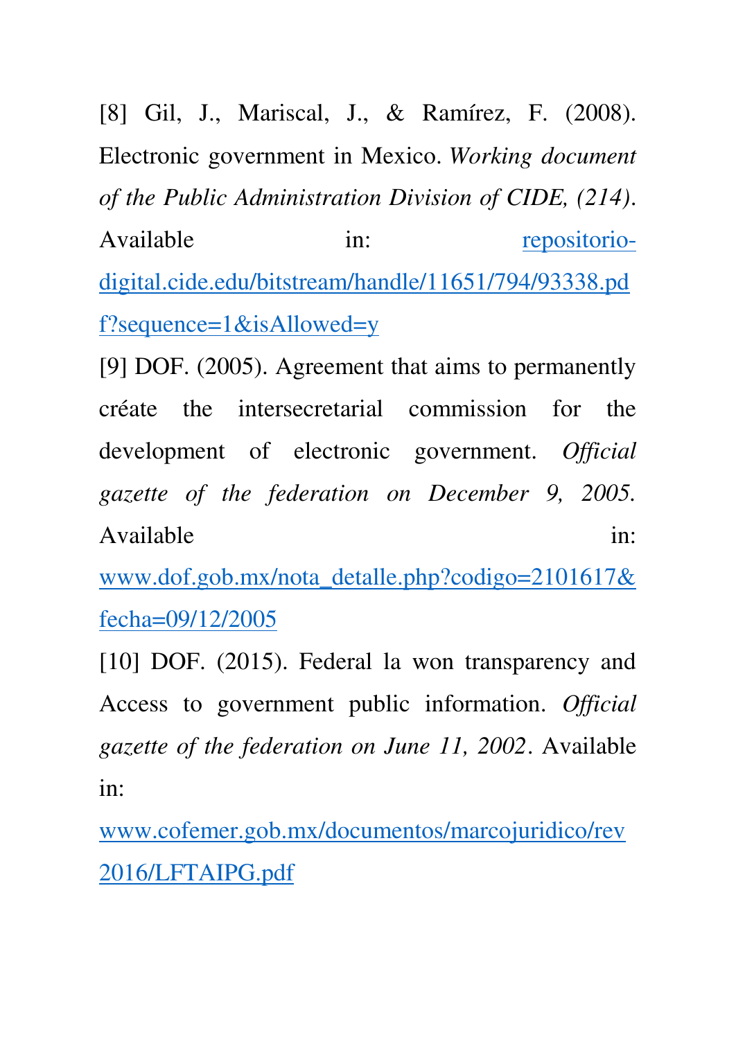[8] Gil, J., Mariscal, J., & Ramírez, F. (2008). Electronic government in Mexico. *Working document of the Public Administration Division of CIDE, (214)*. Available in: repositorio-digital.cide.edu/bitstream/handle/11651/794/93338.pdf?sequence=1&isAllowed=y

[9] DOF. (2005). Agreement that aims to permanently créate the intersecretarial commission for the development of electronic government. *Official gazette of the federation on December 9, 2005.* Available in: www.dof.gob.mx/nota_detalle.php?codigo=2101617&fecha=09/12/2005

[10] DOF. (2015). Federal la won transparency and Access to government public information. *Official gazette of the federation on June 11, 2002*. Available in: www.cofemer.gob.mx/documentos/marcojuridico/rev2016/LFTAIPG.pdf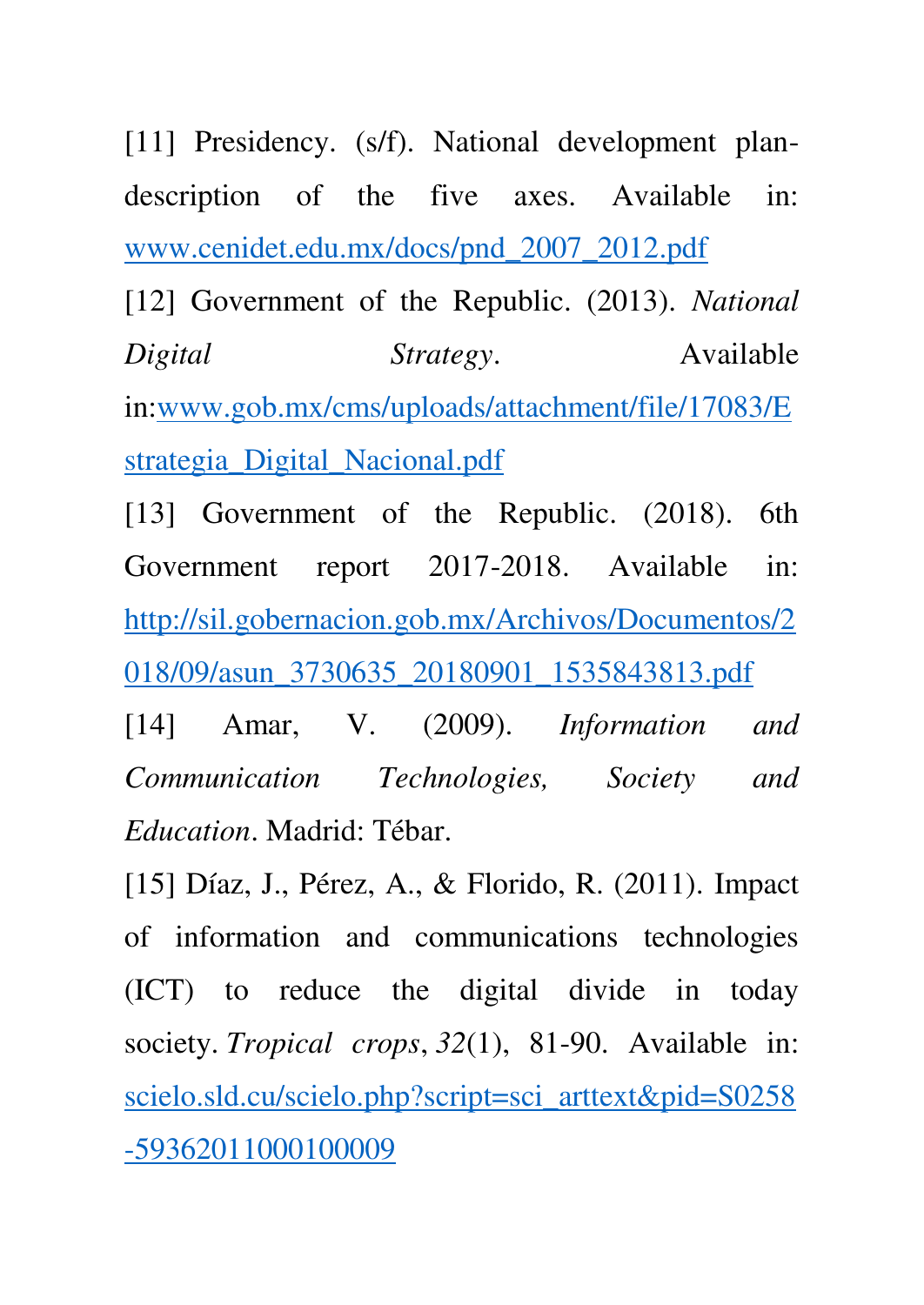[11] Presidency. (s/f). National development plan-description of the five axes. Available in: www.cenidet.edu.mx/docs/pnd_2007_2012.pdf

[12] Government of the Republic. (2013). *National Digital Strategy*. Available in:www.gob.mx/cms/uploads/attachment/file/17083/Estrategia_Digital_Nacional.pdf

[13] Government of the Republic. (2018). 6th Government report 2017-2018. Available in: http://sil.gobernacion.gob.mx/Archivos/Documentos/2018/09/asun_3730635_20180901_1535843813.pdf

[14] Amar, V. (2009). *Information and Communication Technologies, Society and Education*. Madrid: Tébar.

[15] Díaz, J., Pérez, A., & Florido, R. (2011). Impact of information and communications technologies (ICT) to reduce the digital divide in today society. *Tropical crops*, *32*(1), 81-90. Available in: scielo.sld.cu/scielo.php?script=sci_arttext&pid=S0258-59362011000100009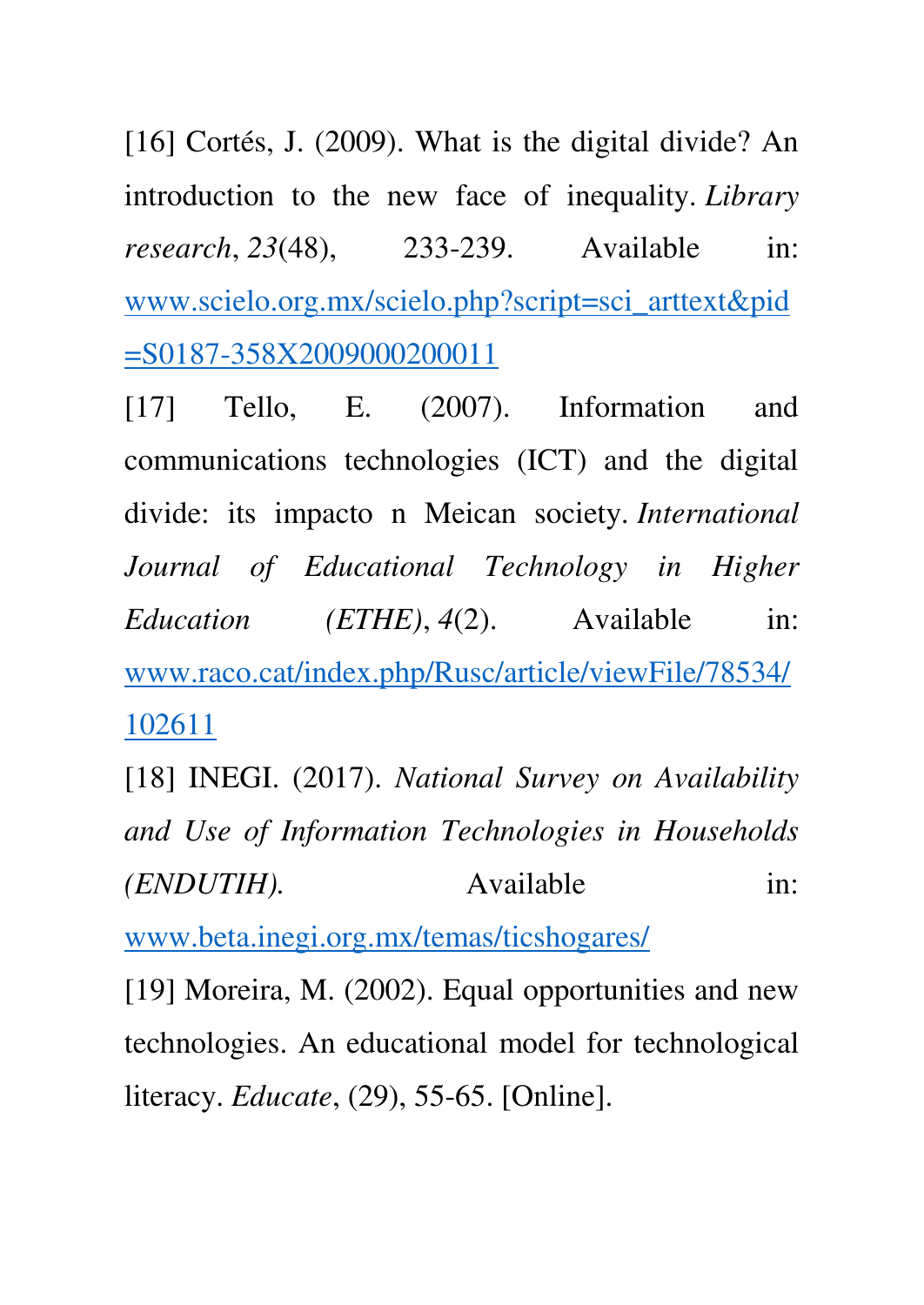[16] Cortés, J. (2009). What is the digital divide? An introduction to the new face of inequality. *Library research*, *23*(48), 233-239. Available in: [www.scielo.org.mx/scielo.php?script=sci_arttext&pid=S0187-358X2009000200011](www.scielo.org.mx/scielo.php?script=sci_arttext&pid=S0187-358X2009000200011)

[17] Tello, E. (2007). Information and communications technologies (ICT) and the digital divide: its impacto n Meican society. *International Journal of Educational Technology in Higher Education (ETHE)*, *4*(2). Available in: [www.raco.cat/index.php/Rusc/article/viewFile/78534/102611](www.raco.cat/index.php/Rusc/article/viewFile/78534/102611)

[18] INEGI. (2017). *National Survey on Availability and Use of Information Technologies in Households (ENDUTIH).* Available in: [www.beta.inegi.org.mx/temas/ticshogares/](www.beta.inegi.org.mx/temas/ticshogares/)

[19] Moreira, M. (2002). Equal opportunities and new technologies. An educational model for technological literacy. *Educate*, (29), 55-65. [Online].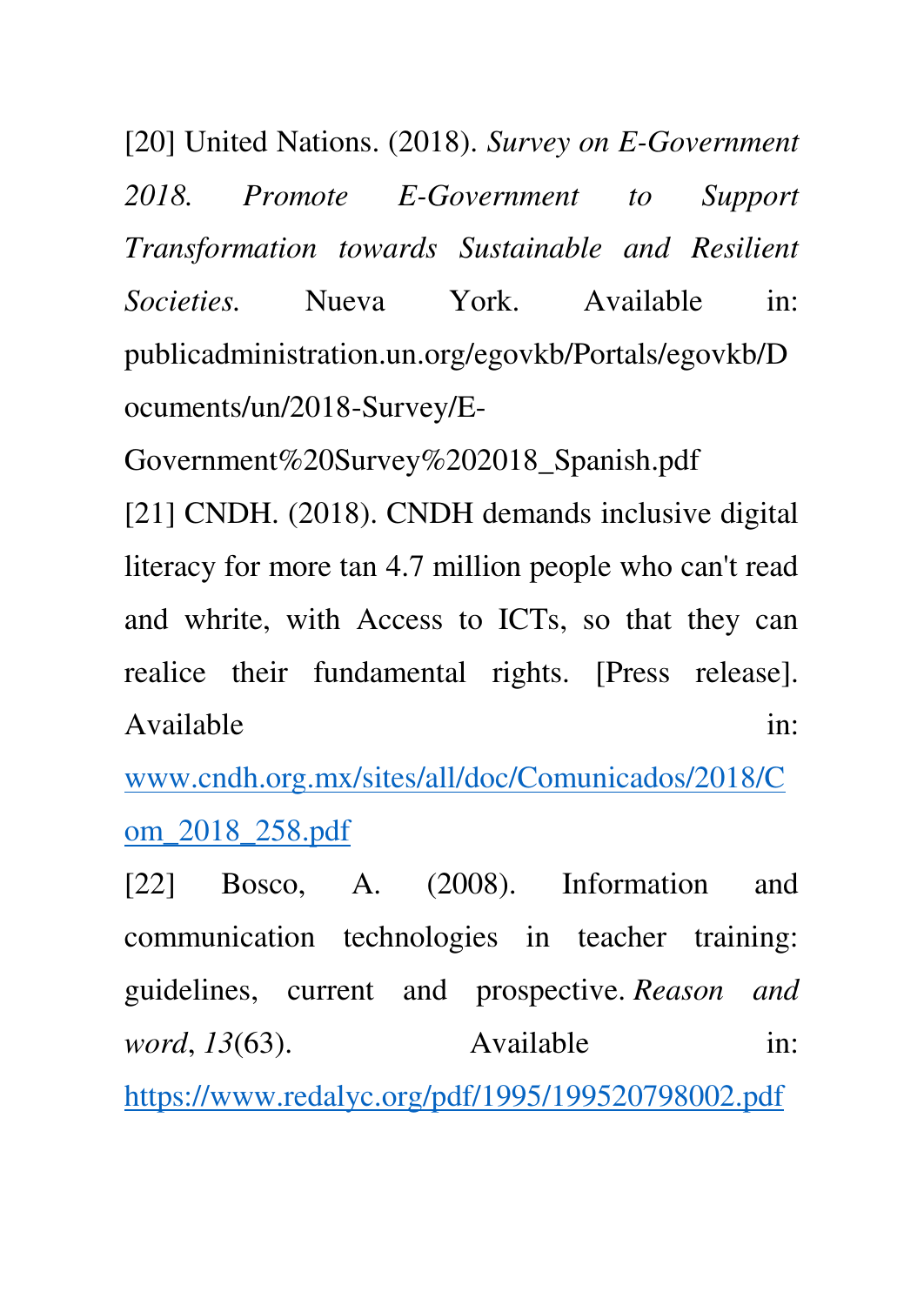[20] United Nations. (2018). *Survey on E-Government 2018. Promote E-Government to Support Transformation towards Sustainable and Resilient Societies.* Nueva York. Available in: publicadministration.un.org/egovkb/Portals/egovkb/Documents/un/2018-Survey/E-Government%20Survey%202018_Spanish.pdf

[21] CNDH. (2018). CNDH demands inclusive digital literacy for more tan 4.7 million people who can't read and whrite, with Access to ICTs, so that they can realice their fundamental rights. [Press release]. Available in: www.cndh.org.mx/sites/all/doc/Comunicados/2018/Com_2018_258.pdf

[22] Bosco, A. (2008). Information and communication technologies in teacher training: guidelines, current and prospective. *Reason and word*, *13*(63). Available in: https://www.redalyc.org/pdf/1995/199520798002.pdf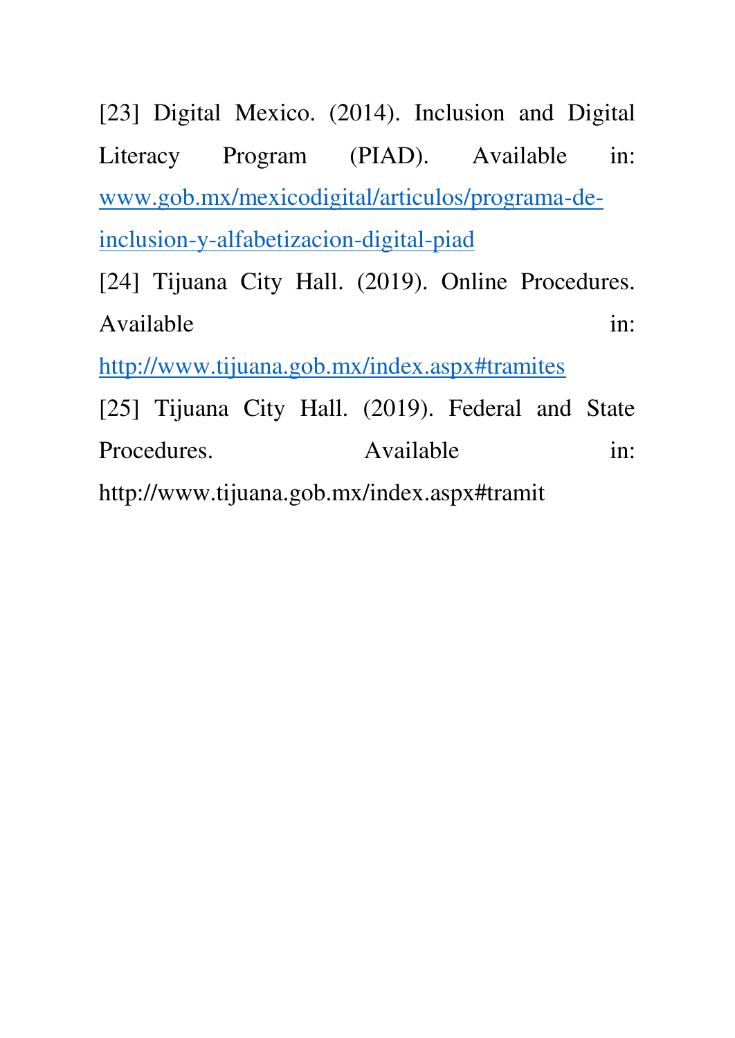[23] Digital Mexico. (2014). Inclusion and Digital Literacy Program (PIAD). Available in: www.gob.mx/mexicodigital/articulos/programa-de-inclusion-y-alfabetizacion-digital-piad

[24] Tijuana City Hall. (2019). Online Procedures. Available in: http://www.tijuana.gob.mx/index.aspx#tramites

[25] Tijuana City Hall. (2019). Federal and State Procedures. Available in: http://www.tijuana.gob.mx/index.aspx#tramit